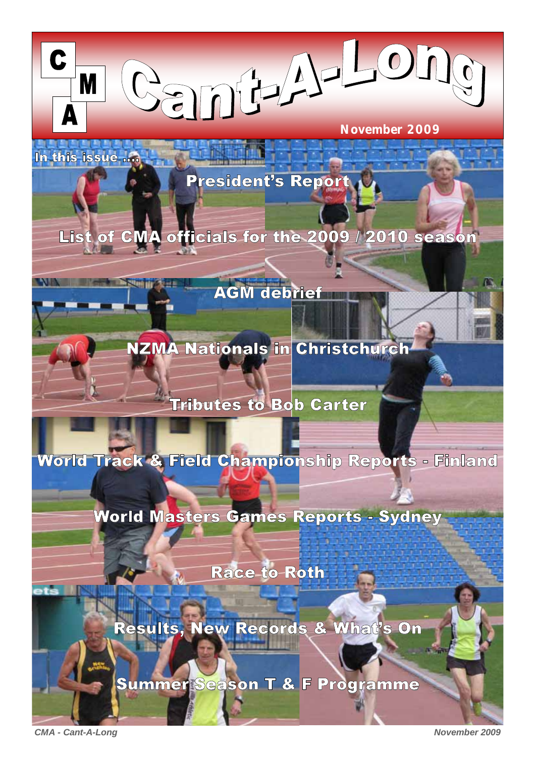# CMA Cant-A-Long

November 2009

**In this issue ....**

- President's Report
- List of CMA officials for the 2009 / 2010 season
- AGM debrief
- NZMA Nationals in Christchurch
- Tributes to Bob Carter
- World Track & Field Championship Reports - Finland
- World Masters Games Reports - Sydney
- Race to Roth
- Results, New Records & What's On
- Summer Season T & F Programme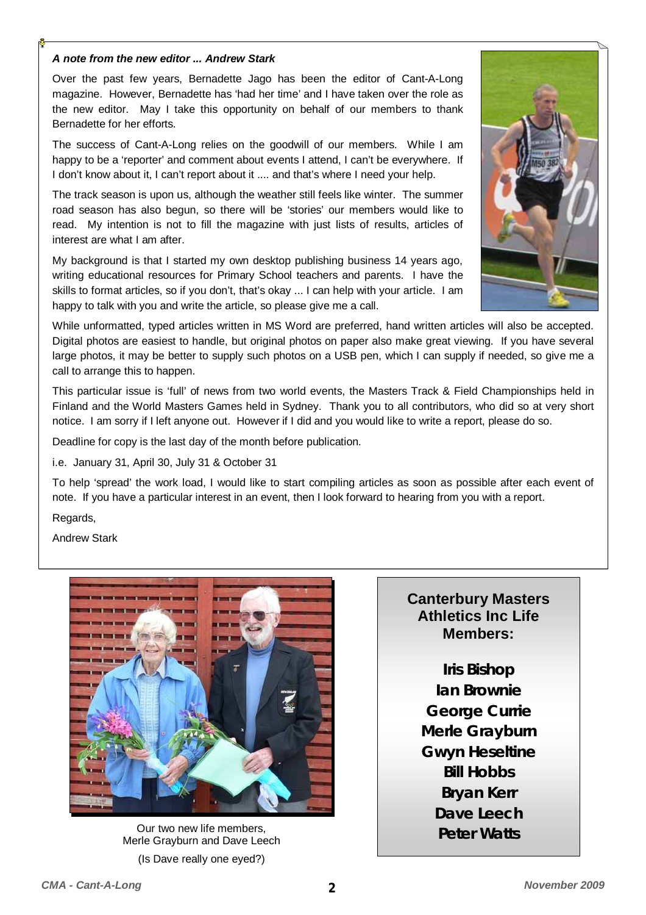***A note from the new editor ... Andrew Stark***

Over the past few years, Bernadette Jago has been the editor of Cant-A-Long magazine. However, Bernadette has 'had her time' and I have taken over the role as the new editor. May I take this opportunity on behalf of our members to thank Bernadette for her efforts.

The success of Cant-A-Long relies on the goodwill of our members. While I am happy to be a 'reporter' and comment about events I attend, I can't be everywhere. If I don't know about it, I can't report about it .... and that's where I need your help.

The track season is upon us, although the weather still feels like winter. The summer road season has also begun, so there will be 'stories' our members would like to read. My intention is not to fill the magazine with just lists of results, articles of interest are what I am after.

My background is that I started my own desktop publishing business 14 years ago, writing educational resources for Primary School teachers and parents. I have the skills to format articles, so if you don't, that's okay ... I can help with your article. I am happy to talk with you and write the article, so please give me a call.

While unformatted, typed articles written in MS Word are preferred, hand written articles will also be accepted. Digital photos are easiest to handle, but original photos on paper also make great viewing. If you have several large photos, it may be better to supply such photos on a USB pen, which I can supply if needed, so give me a call to arrange this to happen.

This particular issue is 'full' of news from two world events, the Masters Track & Field Championships held in Finland and the World Masters Games held in Sydney. Thank you to all contributors, who did so at very short notice. I am sorry if I left anyone out. However if I did and you would like to write a report, please do so.

Deadline for copy is the last day of the month before publication.

i.e. January 31, April 30, July 31 & October 31

To help 'spread' the work load, I would like to start compiling articles as soon as possible after each event of note. If you have a particular interest in an event, then I look forward to hearing from you with a report.

Regards,

Andrew Stark

Our two new life members, Merle Grayburn and Dave Leech

(Is Dave really one eyed?)

**Canterbury Masters Athletics Inc Life Members:**

**Iris Bishop**
**Ian Brownie**
**George Currie**
**Merle Grayburn**
**Gwyn Heseltine**
**Bill Hobbs**
**Bryan Kerr**
**Dave Leech**
**Peter Watts**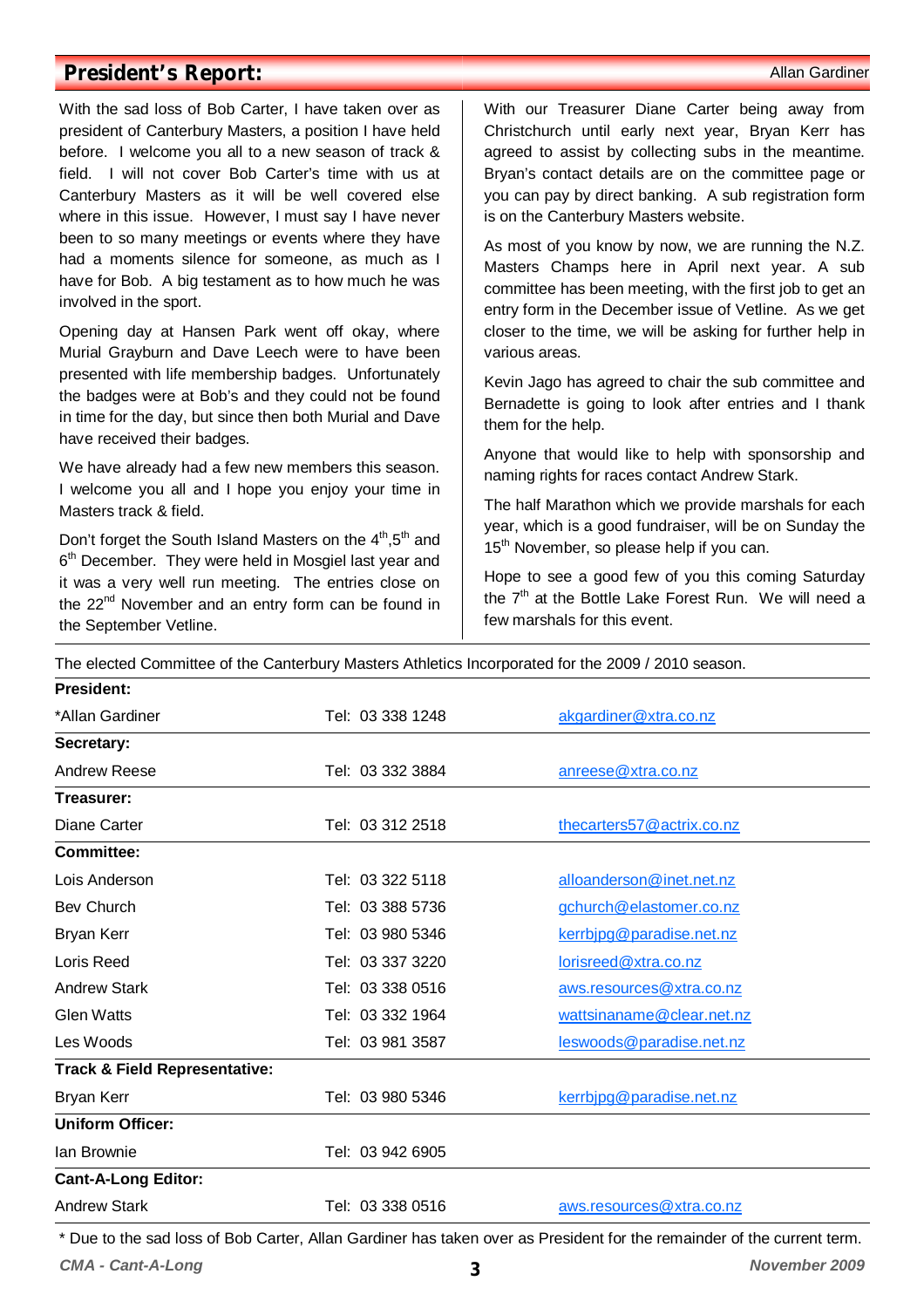## President's Report:

Allan Gardiner

With the sad loss of Bob Carter, I have taken over as president of Canterbury Masters, a position I have held before. I welcome you all to a new season of track & field. I will not cover Bob Carter's time with us at Canterbury Masters as it will be well covered else where in this issue. However, I must say I have never been to so many meetings or events where they have had a moments silence for someone, as much as I have for Bob. A big testament as to how much he was involved in the sport.

Opening day at Hansen Park went off okay, where Murial Grayburn and Dave Leech were to have been presented with life membership badges. Unfortunately the badges were at Bob's and they could not be found in time for the day, but since then both Murial and Dave have received their badges.

We have already had a few new members this season. I welcome you all and I hope you enjoy your time in Masters track & field.

Don't forget the South Island Masters on the 4th,5th and 6th December. They were held in Mosgiel last year and it was a very well run meeting. The entries close on the 22nd November and an entry form can be found in the September Vetline.

With our Treasurer Diane Carter being away from Christchurch until early next year, Bryan Kerr has agreed to assist by collecting subs in the meantime. Bryan's contact details are on the committee page or you can pay by direct banking. A sub registration form is on the Canterbury Masters website.

As most of you know by now, we are running the N.Z. Masters Champs here in April next year. A sub committee has been meeting, with the first job to get an entry form in the December issue of Vetline. As we get closer to the time, we will be asking for further help in various areas.

Kevin Jago has agreed to chair the sub committee and Bernadette is going to look after entries and I thank them for the help.

Anyone that would like to help with sponsorship and naming rights for races contact Andrew Stark.

The half Marathon which we provide marshals for each year, which is a good fundraiser, will be on Sunday the 15th November, so please help if you can.

Hope to see a good few of you this coming Saturday the 7th at the Bottle Lake Forest Run. We will need a few marshals for this event.

The elected Committee of the Canterbury Masters Athletics Incorporated for the 2009 / 2010 season.

| | | |
|---|---|---|
| **President:** | | |
| *Allan Gardiner | Tel: 03 338 1248 | akgardiner@xtra.co.nz |
| **Secretary:** | | |
| Andrew Reese | Tel: 03 332 3884 | anreese@xtra.co.nz |
| **Treasurer:** | | |
| Diane Carter | Tel: 03 312 2518 | thecarters57@actrix.co.nz |
| **Committee:** | | |
| Lois Anderson | Tel: 03 322 5118 | alloanderson@inet.net.nz |
| Bev Church | Tel: 03 388 5736 | gchurch@elastomer.co.nz |
| Bryan Kerr | Tel: 03 980 5346 | kerrbjpg@paradise.net.nz |
| Loris Reed | Tel: 03 337 3220 | lorisreed@xtra.co.nz |
| Andrew Stark | Tel: 03 338 0516 | aws.resources@xtra.co.nz |
| Glen Watts | Tel: 03 332 1964 | wattsinaname@clear.net.nz |
| Les Woods | Tel: 03 981 3587 | leswoods@paradise.net.nz |
| **Track & Field Representative:** | | |
| Bryan Kerr | Tel: 03 980 5346 | kerrbjpg@paradise.net.nz |
| **Uniform Officer:** | | |
| Ian Brownie | Tel: 03 942 6905 | |
| **Cant-A-Long Editor:** | | |
| Andrew Stark | Tel: 03 338 0516 | aws.resources@xtra.co.nz |

* Due to the sad loss of Bob Carter, Allan Gardiner has taken over as President for the remainder of the current term.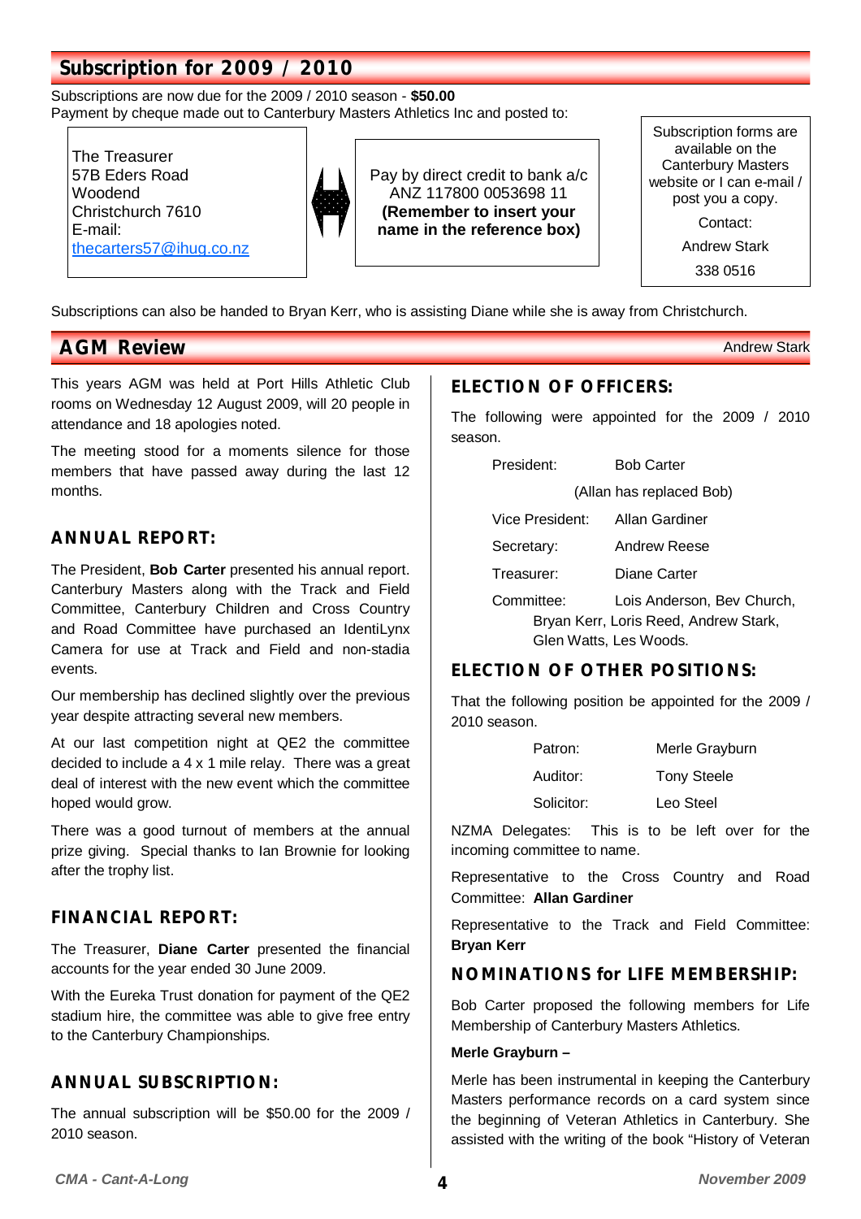## Subscription for 2009 / 2010

Subscriptions are now due for the 2009 / 2010 season - **$50.00**
Payment by cheque made out to Canterbury Masters Athletics Inc and posted to:

The Treasurer
57B Eders Road
Woodend
Christchurch 7610
E-mail:
thecarters57@ihug.co.nz

Pay by direct credit to bank a/c
ANZ 117800 0053698 11
**(Remember to insert your name in the reference box)**

Subscription forms are available on the Canterbury Masters website or I can e-mail / post you a copy.

Contact:
Andrew Stark
338 0516

Subscriptions can also be handed to Bryan Kerr, who is assisting Diane while she is away from Christchurch.

## AGM Review

Andrew Stark

This years AGM was held at Port Hills Athletic Club rooms on Wednesday 12 August 2009, will 20 people in attendance and 18 apologies noted.

The meeting stood for a moments silence for those members that have passed away during the last 12 months.

### ANNUAL REPORT:

The President, **Bob Carter** presented his annual report. Canterbury Masters along with the Track and Field Committee, Canterbury Children and Cross Country and Road Committee have purchased an IdentiLynx Camera for use at Track and Field and non-stadia events.

Our membership has declined slightly over the previous year despite attracting several new members.

At our last competition night at QE2 the committee decided to include a 4 x 1 mile relay. There was a great deal of interest with the new event which the committee hoped would grow.

There was a good turnout of members at the annual prize giving. Special thanks to Ian Brownie for looking after the trophy list.

### FINANCIAL REPORT:

The Treasurer, **Diane Carter** presented the financial accounts for the year ended 30 June 2009.

With the Eureka Trust donation for payment of the QE2 stadium hire, the committee was able to give free entry to the Canterbury Championships.

### ANNUAL SUBSCRIPTION:

The annual subscription will be $50.00 for the 2009 / 2010 season.

### ELECTION OF OFFICERS:

The following were appointed for the 2009 / 2010 season.

President: Bob Carter
(Allan has replaced Bob)
Vice President: Allan Gardiner
Secretary: Andrew Reese
Treasurer: Diane Carter
Committee: Lois Anderson, Bev Church, Bryan Kerr, Loris Reed, Andrew Stark, Glen Watts, Les Woods.

### ELECTION OF OTHER POSITIONS:

That the following position be appointed for the 2009 / 2010 season.

Patron: Merle Grayburn
Auditor: Tony Steele
Solicitor: Leo Steel

NZMA Delegates: This is to be left over for the incoming committee to name.

Representative to the Cross Country and Road Committee: **Allan Gardiner**

Representative to the Track and Field Committee: **Bryan Kerr**

### NOMINATIONS for LIFE MEMBERSHIP:

Bob Carter proposed the following members for Life Membership of Canterbury Masters Athletics.

**Merle Grayburn –**

Merle has been instrumental in keeping the Canterbury Masters performance records on a card system since the beginning of Veteran Athletics in Canterbury. She assisted with the writing of the book "History of Veteran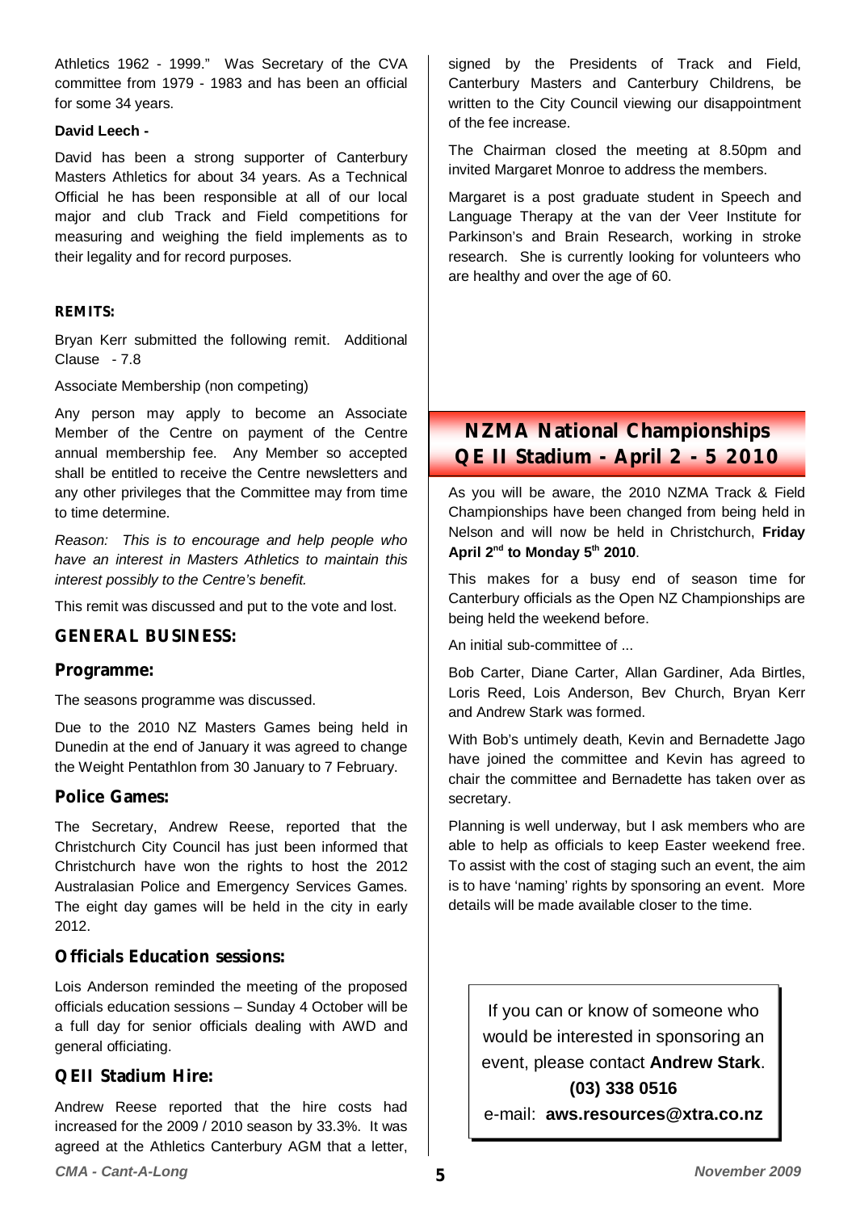Athletics 1962 - 1999." Was Secretary of the CVA committee from 1979 - 1983 and has been an official for some 34 years.

**David Leech -**

David has been a strong supporter of Canterbury Masters Athletics for about 34 years. As a Technical Official he has been responsible at all of our local major and club Track and Field competitions for measuring and weighing the field implements as to their legality and for record purposes.

**REMITS:**

Bryan Kerr submitted the following remit. Additional Clause - 7.8

Associate Membership (non competing)

Any person may apply to become an Associate Member of the Centre on payment of the Centre annual membership fee. Any Member so accepted shall be entitled to receive the Centre newsletters and any other privileges that the Committee may from time to time determine.

*Reason: This is to encourage and help people who have an interest in Masters Athletics to maintain this interest possibly to the Centre's benefit.*

This remit was discussed and put to the vote and lost.

## GENERAL BUSINESS:

### Programme:

The seasons programme was discussed.

Due to the 2010 NZ Masters Games being held in Dunedin at the end of January it was agreed to change the Weight Pentathlon from 30 January to 7 February.

### Police Games:

The Secretary, Andrew Reese, reported that the Christchurch City Council has just been informed that Christchurch have won the rights to host the 2012 Australasian Police and Emergency Services Games. The eight day games will be held in the city in early 2012.

### Officials Education sessions:

Lois Anderson reminded the meeting of the proposed officials education sessions – Sunday 4 October will be a full day for senior officials dealing with AWD and general officiating.

### QEII Stadium Hire:

Andrew Reese reported that the hire costs had increased for the 2009 / 2010 season by 33.3%. It was agreed at the Athletics Canterbury AGM that a letter, signed by the Presidents of Track and Field, Canterbury Masters and Canterbury Childrens, be written to the City Council viewing our disappointment of the fee increase.

The Chairman closed the meeting at 8.50pm and invited Margaret Monroe to address the members.

Margaret is a post graduate student in Speech and Language Therapy at the van der Veer Institute for Parkinson's and Brain Research, working in stroke research. She is currently looking for volunteers who are healthy and over the age of 60.

## NZMA National Championships QE II Stadium - April 2 - 5 2010

As you will be aware, the 2010 NZMA Track & Field Championships have been changed from being held in Nelson and will now be held in Christchurch, **Friday April 2nd to Monday 5th 2010**.

This makes for a busy end of season time for Canterbury officials as the Open NZ Championships are being held the weekend before.

An initial sub-committee of ...

Bob Carter, Diane Carter, Allan Gardiner, Ada Birtles, Loris Reed, Lois Anderson, Bev Church, Bryan Kerr and Andrew Stark was formed.

With Bob's untimely death, Kevin and Bernadette Jago have joined the committee and Kevin has agreed to chair the committee and Bernadette has taken over as secretary.

Planning is well underway, but I ask members who are able to help as officials to keep Easter weekend free. To assist with the cost of staging such an event, the aim is to have 'naming' rights by sponsoring an event. More details will be made available closer to the time.

If you can or know of someone who would be interested in sponsoring an event, please contact **Andrew Stark**.

**(03) 338 0516**

e-mail: **aws.resources@xtra.co.nz**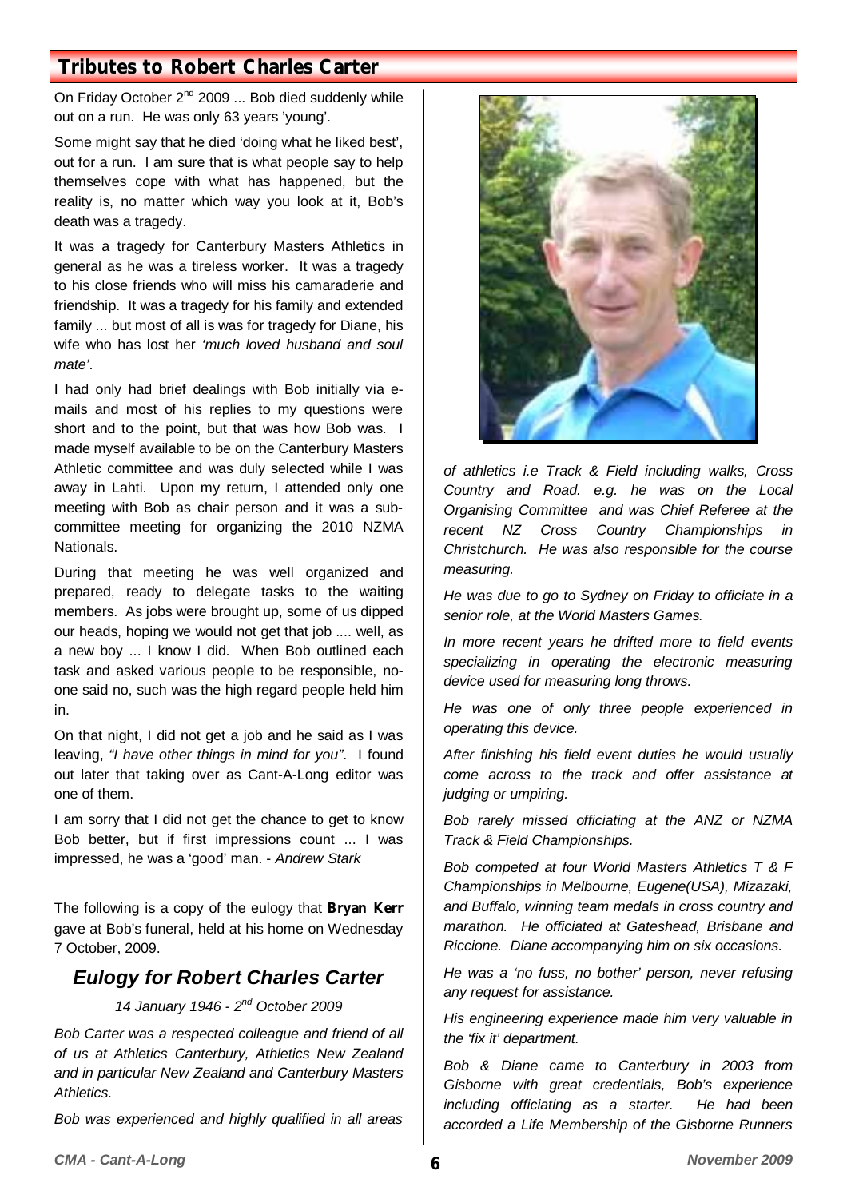## Tributes to Robert Charles Carter

On Friday October 2nd 2009 ... Bob died suddenly while out on a run. He was only 63 years 'young'.

Some might say that he died 'doing what he liked best', out for a run. I am sure that is what people say to help themselves cope with what has happened, but the reality is, no matter which way you look at it, Bob's death was a tragedy.

It was a tragedy for Canterbury Masters Athletics in general as he was a tireless worker. It was a tragedy to his close friends who will miss his camaraderie and friendship. It was a tragedy for his family and extended family ... but most of all is was for tragedy for Diane, his wife who has lost her *'much loved husband and soul mate'*.

I had only had brief dealings with Bob initially via e-mails and most of his replies to my questions were short and to the point, but that was how Bob was. I made myself available to be on the Canterbury Masters Athletic committee and was duly selected while I was away in Lahti. Upon my return, I attended only one meeting with Bob as chair person and it was a sub-committee meeting for organizing the 2010 NZMA Nationals.

During that meeting he was well organized and prepared, ready to delegate tasks to the waiting members. As jobs were brought up, some of us dipped our heads, hoping we would not get that job .... well, as a new boy ... I know I did. When Bob outlined each task and asked various people to be responsible, no-one said no, such was the high regard people held him in.

On that night, I did not get a job and he said as I was leaving, *"I have other things in mind for you"*. I found out later that taking over as Cant-A-Long editor was one of them.

I am sorry that I did not get the chance to get to know Bob better, but if first impressions count ... I was impressed, he was a 'good' man. - *Andrew Stark*

The following is a copy of the eulogy that **Bryan Kerr** gave at Bob's funeral, held at his home on Wednesday 7 October, 2009.

### *Eulogy for Robert Charles Carter*

*14 January 1946 - 2nd October 2009*

*Bob Carter was a respected colleague and friend of all of us at Athletics Canterbury, Athletics New Zealand and in particular New Zealand and Canterbury Masters Athletics.*

*Bob was experienced and highly qualified in all areas of athletics i.e Track & Field including walks, Cross Country and Road. e.g. he was on the Local Organising Committee and was Chief Referee at the recent NZ Cross Country Championships in Christchurch. He was also responsible for the course measuring.*

*He was due to go to Sydney on Friday to officiate in a senior role, at the World Masters Games.*

*In more recent years he drifted more to field events specializing in operating the electronic measuring device used for measuring long throws.*

*He was one of only three people experienced in operating this device.*

*After finishing his field event duties he would usually come across to the track and offer assistance at judging or umpiring.*

*Bob rarely missed officiating at the ANZ or NZMA Track & Field Championships.*

*Bob competed at four World Masters Athletics T & F Championships in Melbourne, Eugene(USA), Mizazaki, and Buffalo, winning team medals in cross country and marathon. He officiated at Gateshead, Brisbane and Riccione. Diane accompanying him on six occasions.*

*He was a 'no fuss, no bother' person, never refusing any request for assistance.*

*His engineering experience made him very valuable in the 'fix it' department.*

*Bob & Diane came to Canterbury in 2003 from Gisborne with great credentials, Bob's experience including officiating as a starter. He had been accorded a Life Membership of the Gisborne Runners*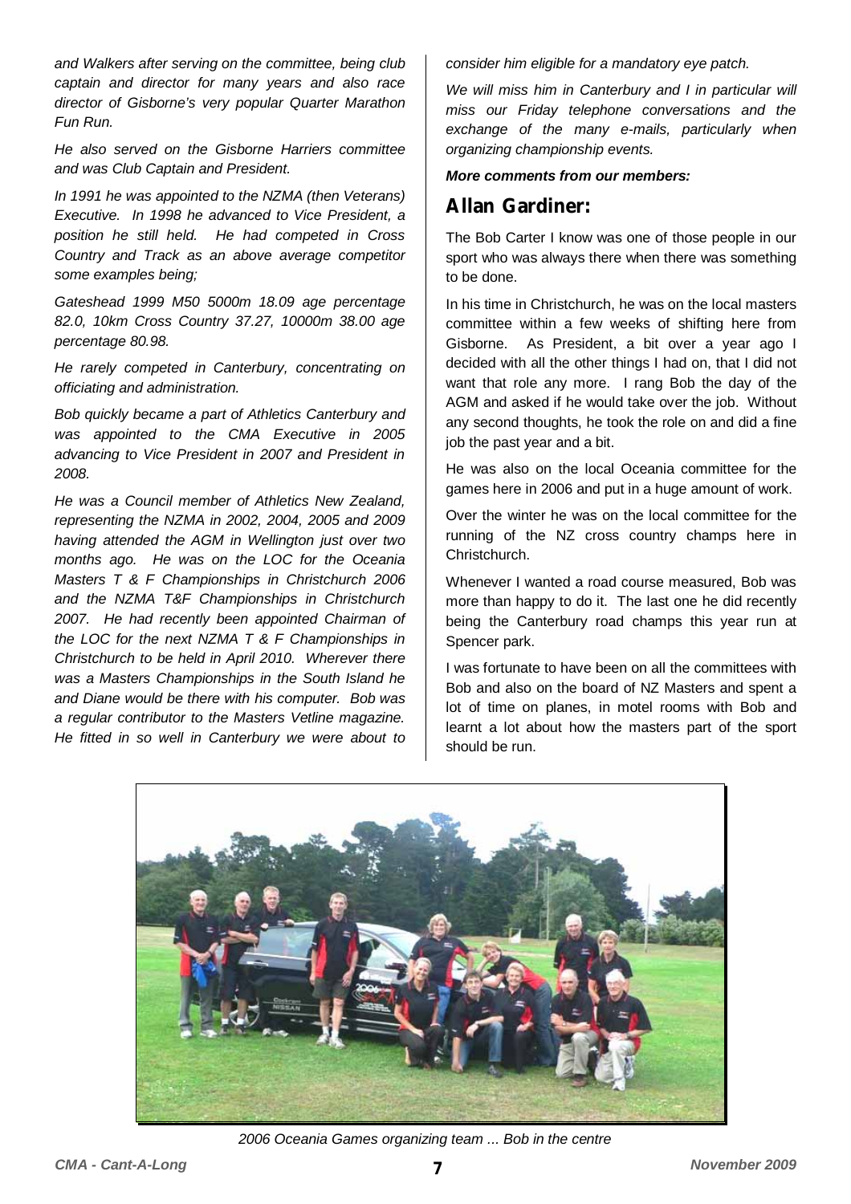*and Walkers after serving on the committee, being club captain and director for many years and also race director of Gisborne's very popular Quarter Marathon Fun Run.*

*He also served on the Gisborne Harriers committee and was Club Captain and President.*

*In 1991 he was appointed to the NZMA (then Veterans) Executive. In 1998 he advanced to Vice President, a position he still held. He had competed in Cross Country and Track as an above average competitor some examples being;*

*Gateshead 1999 M50 5000m 18.09 age percentage 82.0, 10km Cross Country 37.27, 10000m 38.00 age percentage 80.98.*

*He rarely competed in Canterbury, concentrating on officiating and administration.*

*Bob quickly became a part of Athletics Canterbury and was appointed to the CMA Executive in 2005 advancing to Vice President in 2007 and President in 2008.*

*He was a Council member of Athletics New Zealand, representing the NZMA in 2002, 2004, 2005 and 2009 having attended the AGM in Wellington just over two months ago. He was on the LOC for the Oceania Masters T & F Championships in Christchurch 2006 and the NZMA T&F Championships in Christchurch 2007. He had recently been appointed Chairman of the LOC for the next NZMA T & F Championships in Christchurch to be held in April 2010. Wherever there was a Masters Championships in the South Island he and Diane would be there with his computer. Bob was a regular contributor to the Masters Vetline magazine. He fitted in so well in Canterbury we were about to consider him eligible for a mandatory eye patch.*

*We will miss him in Canterbury and I in particular will miss our Friday telephone conversations and the exchange of the many e-mails, particularly when organizing championship events.*

***More comments from our members:***

## Allan Gardiner:

The Bob Carter I know was one of those people in our sport who was always there when there was something to be done.

In his time in Christchurch, he was on the local masters committee within a few weeks of shifting here from Gisborne. As President, a bit over a year ago I decided with all the other things I had on, that I did not want that role any more. I rang Bob the day of the AGM and asked if he would take over the job. Without any second thoughts, he took the role on and did a fine job the past year and a bit.

He was also on the local Oceania committee for the games here in 2006 and put in a huge amount of work.

Over the winter he was on the local committee for the running of the NZ cross country champs here in Christchurch.

Whenever I wanted a road course measured, Bob was more than happy to do it. The last one he did recently being the Canterbury road champs this year run at Spencer park.

I was fortunate to have been on all the committees with Bob and also on the board of NZ Masters and spent a lot of time on planes, in motel rooms with Bob and learnt a lot about how the masters part of the sport should be run.

*2006 Oceania Games organizing team ... Bob in the centre*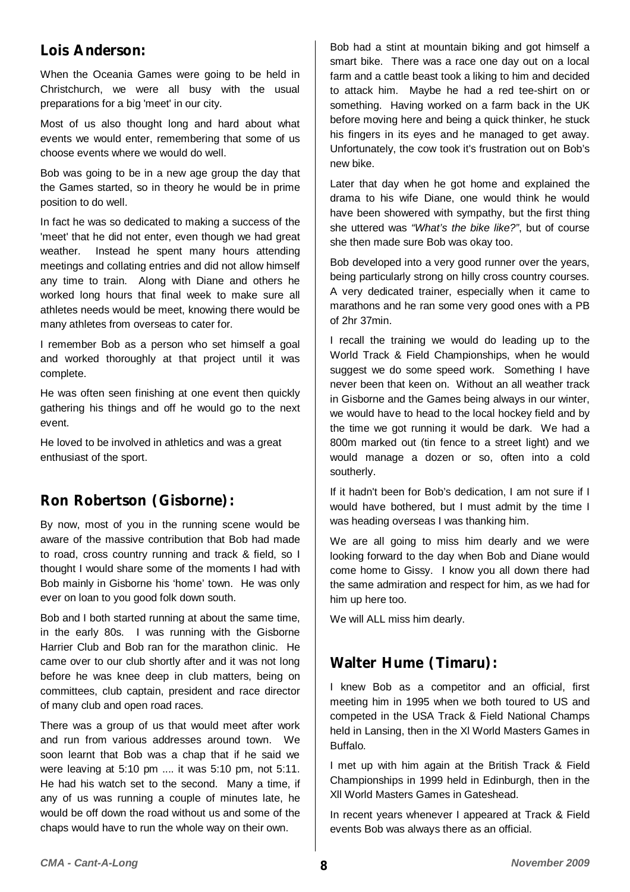## Lois Anderson:

When the Oceania Games were going to be held in Christchurch, we were all busy with the usual preparations for a big 'meet' in our city.

Most of us also thought long and hard about what events we would enter, remembering that some of us choose events where we would do well.

Bob was going to be in a new age group the day that the Games started, so in theory he would be in prime position to do well.

In fact he was so dedicated to making a success of the 'meet' that he did not enter, even though we had great weather. Instead he spent many hours attending meetings and collating entries and did not allow himself any time to train. Along with Diane and others he worked long hours that final week to make sure all athletes needs would be meet, knowing there would be many athletes from overseas to cater for.

I remember Bob as a person who set himself a goal and worked thoroughly at that project until it was complete.

He was often seen finishing at one event then quickly gathering his things and off he would go to the next event.

He loved to be involved in athletics and was a great enthusiast of the sport.

## Ron Robertson (Gisborne):

By now, most of you in the running scene would be aware of the massive contribution that Bob had made to road, cross country running and track & field, so I thought I would share some of the moments I had with Bob mainly in Gisborne his 'home' town. He was only ever on loan to you good folk down south.

Bob and I both started running at about the same time, in the early 80s. I was running with the Gisborne Harrier Club and Bob ran for the marathon clinic. He came over to our club shortly after and it was not long before he was knee deep in club matters, being on committees, club captain, president and race director of many club and open road races.

There was a group of us that would meet after work and run from various addresses around town. We soon learnt that Bob was a chap that if he said we were leaving at 5:10 pm .... it was 5:10 pm, not 5:11. He had his watch set to the second. Many a time, if any of us was running a couple of minutes late, he would be off down the road without us and some of the chaps would have to run the whole way on their own.

Bob had a stint at mountain biking and got himself a smart bike. There was a race one day out on a local farm and a cattle beast took a liking to him and decided to attack him. Maybe he had a red tee-shirt on or something. Having worked on a farm back in the UK before moving here and being a quick thinker, he stuck his fingers in its eyes and he managed to get away. Unfortunately, the cow took it's frustration out on Bob's new bike.

Later that day when he got home and explained the drama to his wife Diane, one would think he would have been showered with sympathy, but the first thing she uttered was *"What's the bike like?"*, but of course she then made sure Bob was okay too.

Bob developed into a very good runner over the years, being particularly strong on hilly cross country courses. A very dedicated trainer, especially when it came to marathons and he ran some very good ones with a PB of 2hr 37min.

I recall the training we would do leading up to the World Track & Field Championships, when he would suggest we do some speed work. Something I have never been that keen on. Without an all weather track in Gisborne and the Games being always in our winter, we would have to head to the local hockey field and by the time we got running it would be dark. We had a 800m marked out (tin fence to a street light) and we would manage a dozen or so, often into a cold southerly.

If it hadn't been for Bob's dedication, I am not sure if I would have bothered, but I must admit by the time I was heading overseas I was thanking him.

We are all going to miss him dearly and we were looking forward to the day when Bob and Diane would come home to Gissy. I know you all down there had the same admiration and respect for him, as we had for him up here too.

We will ALL miss him dearly.

## Walter Hume (Timaru):

I knew Bob as a competitor and an official, first meeting him in 1995 when we both toured to US and competed in the USA Track & Field National Champs held in Lansing, then in the Xl World Masters Games in Buffalo.

I met up with him again at the British Track & Field Championships in 1999 held in Edinburgh, then in the Xll World Masters Games in Gateshead.

In recent years whenever I appeared at Track & Field events Bob was always there as an official.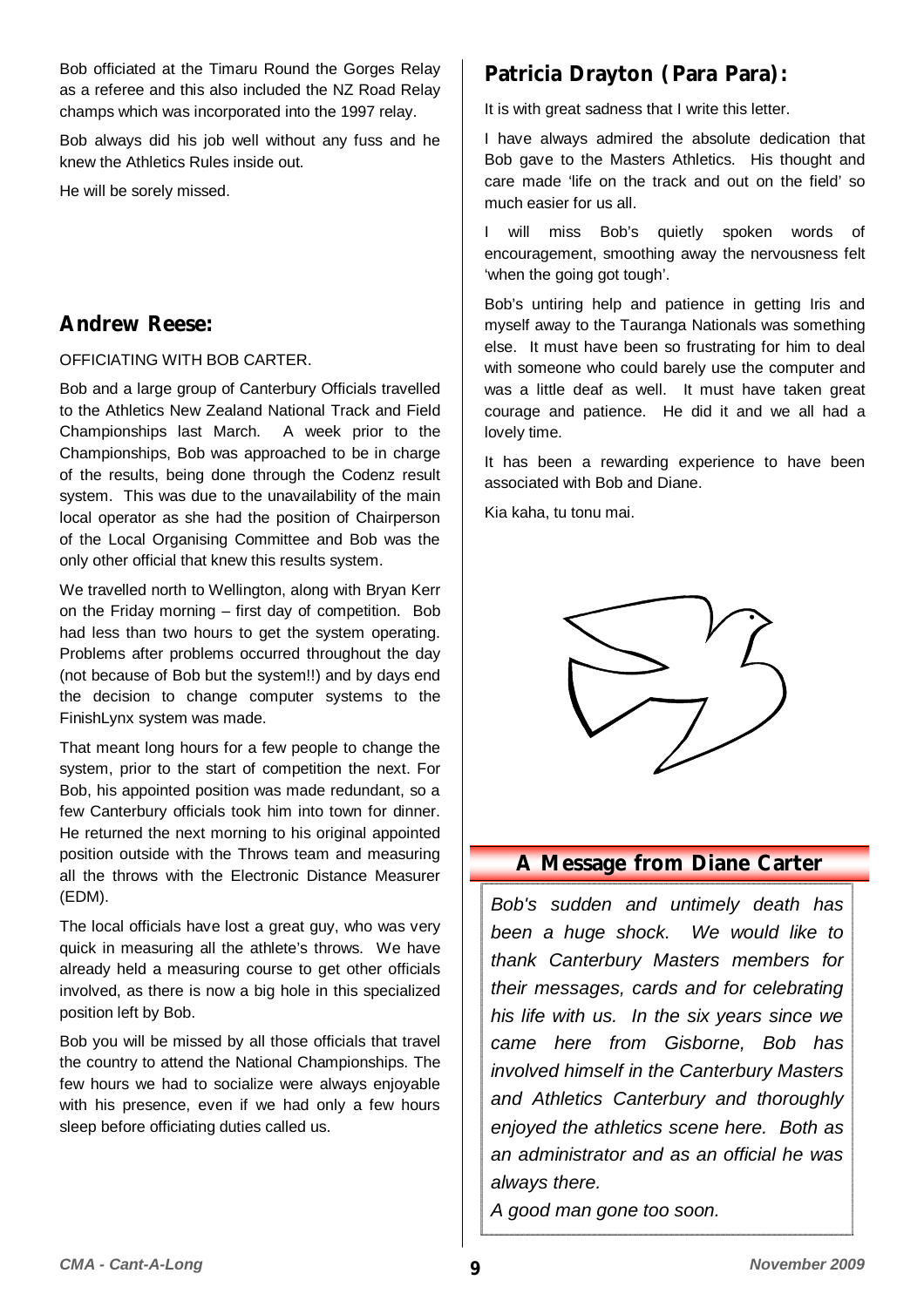Bob officiated at the Timaru Round the Gorges Relay as a referee and this also included the NZ Road Relay champs which was incorporated into the 1997 relay.

Bob always did his job well without any fuss and he knew the Athletics Rules inside out.

He will be sorely missed.

## Andrew Reese:

OFFICIATING WITH BOB CARTER.

Bob and a large group of Canterbury Officials travelled to the Athletics New Zealand National Track and Field Championships last March. A week prior to the Championships, Bob was approached to be in charge of the results, being done through the Codenz result system. This was due to the unavailability of the main local operator as she had the position of Chairperson of the Local Organising Committee and Bob was the only other official that knew this results system.

We travelled north to Wellington, along with Bryan Kerr on the Friday morning – first day of competition. Bob had less than two hours to get the system operating. Problems after problems occurred throughout the day (not because of Bob but the system!!) and by days end the decision to change computer systems to the FinishLynx system was made.

That meant long hours for a few people to change the system, prior to the start of competition the next. For Bob, his appointed position was made redundant, so a few Canterbury officials took him into town for dinner. He returned the next morning to his original appointed position outside with the Throws team and measuring all the throws with the Electronic Distance Measurer (EDM).

The local officials have lost a great guy, who was very quick in measuring all the athlete's throws. We have already held a measuring course to get other officials involved, as there is now a big hole in this specialized position left by Bob.

Bob you will be missed by all those officials that travel the country to attend the National Championships. The few hours we had to socialize were always enjoyable with his presence, even if we had only a few hours sleep before officiating duties called us.

## Patricia Drayton (Para Para):

It is with great sadness that I write this letter.

I have always admired the absolute dedication that Bob gave to the Masters Athletics. His thought and care made 'life on the track and out on the field' so much easier for us all.

I will miss Bob's quietly spoken words of encouragement, smoothing away the nervousness felt 'when the going got tough'.

Bob's untiring help and patience in getting Iris and myself away to the Tauranga Nationals was something else. It must have been so frustrating for him to deal with someone who could barely use the computer and was a little deaf as well. It must have taken great courage and patience. He did it and we all had a lovely time.

It has been a rewarding experience to have been associated with Bob and Diane.

Kia kaha, tu tonu mai.

## A Message from Diane Carter

*Bob's sudden and untimely death has been a huge shock. We would like to thank Canterbury Masters members for their messages, cards and for celebrating his life with us. In the six years since we came here from Gisborne, Bob has involved himself in the Canterbury Masters and Athletics Canterbury and thoroughly enjoyed the athletics scene here. Both as an administrator and as an official he was always there.*

*A good man gone too soon.*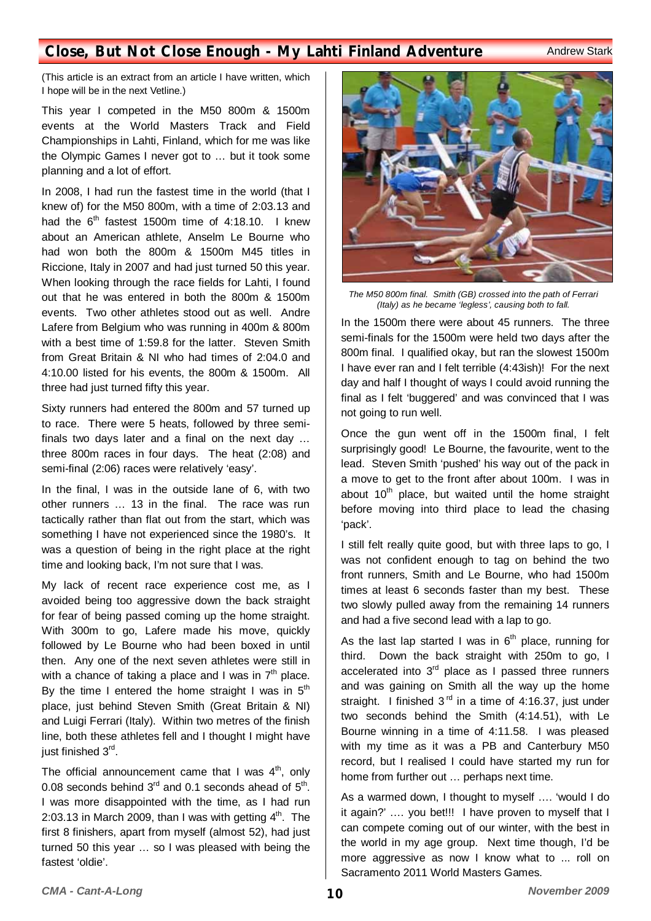# Close, But Not Close Enough - My Lahti Finland Adventure

Andrew Stark

(This article is an extract from an article I have written, which I hope will be in the next Vetline.)

This year I competed in the M50 800m & 1500m events at the World Masters Track and Field Championships in Lahti, Finland, which for me was like the Olympic Games I never got to … but it took some planning and a lot of effort.

In 2008, I had run the fastest time in the world (that I knew of) for the M50 800m, with a time of 2:03.13 and had the 6th fastest 1500m time of 4:18.10. I knew about an American athlete, Anselm Le Bourne who had won both the 800m & 1500m M45 titles in Riccione, Italy in 2007 and had just turned 50 this year. When looking through the race fields for Lahti, I found out that he was entered in both the 800m & 1500m events. Two other athletes stood out as well. Andre Lafere from Belgium who was running in 400m & 800m with a best time of 1:59.8 for the latter. Steven Smith from Great Britain & NI who had times of 2:04.0 and 4:10.00 listed for his events, the 800m & 1500m. All three had just turned fifty this year.

Sixty runners had entered the 800m and 57 turned up to race. There were 5 heats, followed by three semi-finals two days later and a final on the next day … three 800m races in four days. The heat (2:08) and semi-final (2:06) races were relatively 'easy'.

In the final, I was in the outside lane of 6, with two other runners … 13 in the final. The race was run tactically rather than flat out from the start, which was something I have not experienced since the 1980's. It was a question of being in the right place at the right time and looking back, I'm not sure that I was.

My lack of recent race experience cost me, as I avoided being too aggressive down the back straight for fear of being passed coming up the home straight. With 300m to go, Lafere made his move, quickly followed by Le Bourne who had been boxed in until then. Any one of the next seven athletes were still in with a chance of taking a place and I was in 7th place. By the time I entered the home straight I was in 5th place, just behind Steven Smith (Great Britain & NI) and Luigi Ferrari (Italy). Within two metres of the finish line, both these athletes fell and I thought I might have just finished 3rd.

The official announcement came that I was 4th, only 0.08 seconds behind 3rd and 0.1 seconds ahead of 5th. I was more disappointed with the time, as I had run 2:03.13 in March 2009, than I was with getting 4th. The first 8 finishers, apart from myself (almost 52), had just turned 50 this year … so I was pleased with being the fastest 'oldie'.

*The M50 800m final. Smith (GB) crossed into the path of Ferrari (Italy) as he became 'legless', causing both to fall.*

In the 1500m there were about 45 runners. The three semi-finals for the 1500m were held two days after the 800m final. I qualified okay, but ran the slowest 1500m I have ever ran and I felt terrible (4:43ish)! For the next day and half I thought of ways I could avoid running the final as I felt 'buggered' and was convinced that I was not going to run well.

Once the gun went off in the 1500m final, I felt surprisingly good! Le Bourne, the favourite, went to the lead. Steven Smith 'pushed' his way out of the pack in a move to get to the front after about 100m. I was in about 10th place, but waited until the home straight before moving into third place to lead the chasing 'pack'.

I still felt really quite good, but with three laps to go, I was not confident enough to tag on behind the two front runners, Smith and Le Bourne, who had 1500m times at least 6 seconds faster than my best. These two slowly pulled away from the remaining 14 runners and had a five second lead with a lap to go.

As the last lap started I was in 6th place, running for third. Down the back straight with 250m to go, I accelerated into 3rd place as I passed three runners and was gaining on Smith all the way up the home straight. I finished 3rd in a time of 4:16.37, just under two seconds behind the Smith (4:14.51), with Le Bourne winning in a time of 4:11.58. I was pleased with my time as it was a PB and Canterbury M50 record, but I realised I could have started my run for home from further out … perhaps next time.

As a warmed down, I thought to myself …. 'would I do it again?' …. you bet!!! I have proven to myself that I can compete coming out of our winter, with the best in the world in my age group. Next time though, I'd be more aggressive as now I know what to ... roll on Sacramento 2011 World Masters Games.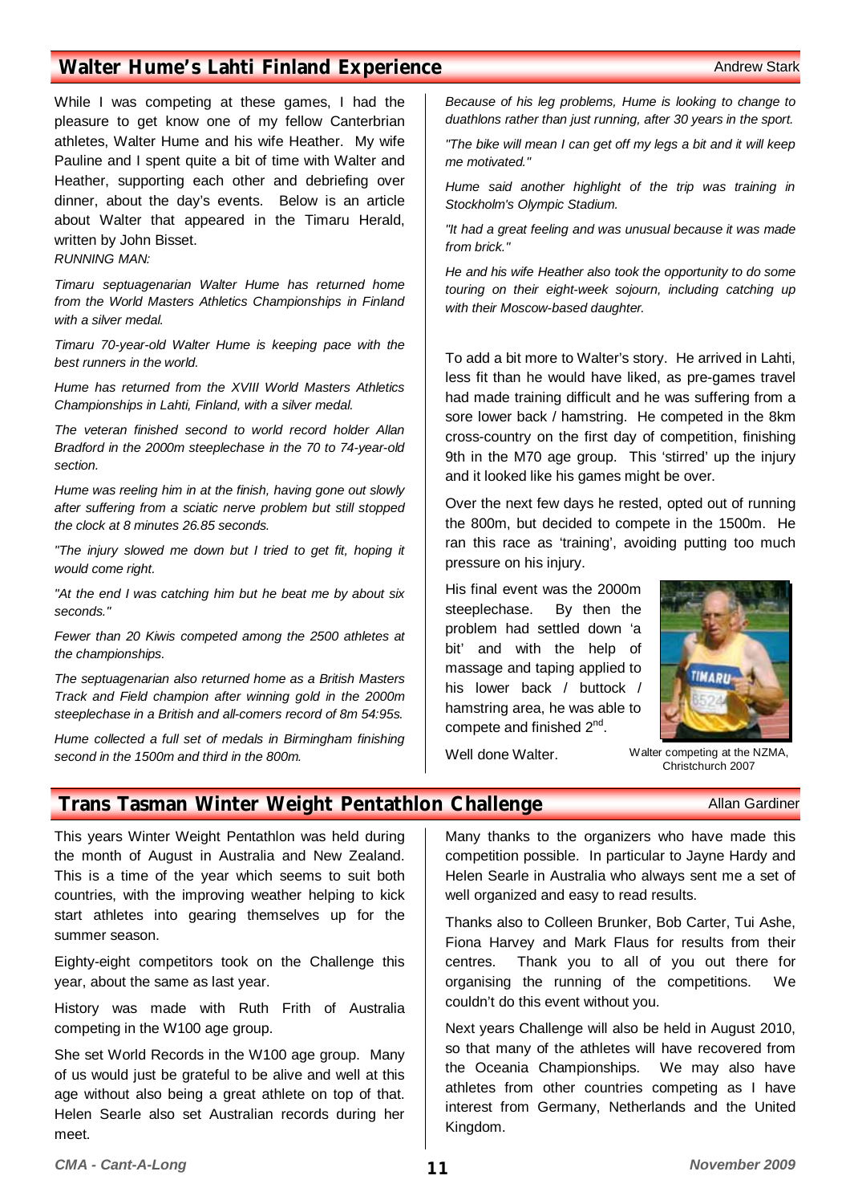## Walter Hume's Lahti Finland Experience

Andrew Stark

While I was competing at these games, I had the pleasure to get know one of my fellow Canterbrian athletes, Walter Hume and his wife Heather. My wife Pauline and I spent quite a bit of time with Walter and Heather, supporting each other and debriefing over dinner, about the day's events. Below is an article about Walter that appeared in the Timaru Herald, written by John Bisset.

*RUNNING MAN:*

*Timaru septuagenarian Walter Hume has returned home from the World Masters Athletics Championships in Finland with a silver medal.*

*Timaru 70-year-old Walter Hume is keeping pace with the best runners in the world.*

*Hume has returned from the XVIII World Masters Athletics Championships in Lahti, Finland, with a silver medal.*

*The veteran finished second to world record holder Allan Bradford in the 2000m steeplechase in the 70 to 74-year-old section.*

*Hume was reeling him in at the finish, having gone out slowly after suffering from a sciatic nerve problem but still stopped the clock at 8 minutes 26.85 seconds.*

*"The injury slowed me down but I tried to get fit, hoping it would come right.*

*"At the end I was catching him but he beat me by about six seconds."*

*Fewer than 20 Kiwis competed among the 2500 athletes at the championships.*

*The septuagenarian also returned home as a British Masters Track and Field champion after winning gold in the 2000m steeplechase in a British and all-comers record of 8m 54:95s.*

*Hume collected a full set of medals in Birmingham finishing second in the 1500m and third in the 800m.*

*Because of his leg problems, Hume is looking to change to duathlons rather than just running, after 30 years in the sport.*

*"The bike will mean I can get off my legs a bit and it will keep me motivated."*

*Hume said another highlight of the trip was training in Stockholm's Olympic Stadium.*

*"It had a great feeling and was unusual because it was made from brick."*

*He and his wife Heather also took the opportunity to do some touring on their eight-week sojourn, including catching up with their Moscow-based daughter.*

To add a bit more to Walter's story. He arrived in Lahti, less fit than he would have liked, as pre-games travel had made training difficult and he was suffering from a sore lower back / hamstring. He competed in the 8km cross-country on the first day of competition, finishing 9th in the M70 age group. This 'stirred' up the injury and it looked like his games might be over.

Over the next few days he rested, opted out of running the 800m, but decided to compete in the 1500m. He ran this race as 'training', avoiding putting too much pressure on his injury.

His final event was the 2000m steeplechase. By then the problem had settled down 'a bit' and with the help of massage and taping applied to his lower back / buttock / hamstring area, he was able to compete and finished 2nd.

Well done Walter.

Walter competing at the NZMA, Christchurch 2007

## Trans Tasman Winter Weight Pentathlon Challenge

Allan Gardiner

This years Winter Weight Pentathlon was held during the month of August in Australia and New Zealand. This is a time of the year which seems to suit both countries, with the improving weather helping to kick start athletes into gearing themselves up for the summer season.

Eighty-eight competitors took on the Challenge this year, about the same as last year.

History was made with Ruth Frith of Australia competing in the W100 age group.

She set World Records in the W100 age group. Many of us would just be grateful to be alive and well at this age without also being a great athlete on top of that. Helen Searle also set Australian records during her meet.

Many thanks to the organizers who have made this competition possible. In particular to Jayne Hardy and Helen Searle in Australia who always sent me a set of well organized and easy to read results.

Thanks also to Colleen Brunker, Bob Carter, Tui Ashe, Fiona Harvey and Mark Flaus for results from their centres. Thank you to all of you out there for organising the running of the competitions. We couldn't do this event without you.

Next years Challenge will also be held in August 2010, so that many of the athletes will have recovered from the Oceania Championships. We may also have athletes from other countries competing as I have interest from Germany, Netherlands and the United Kingdom.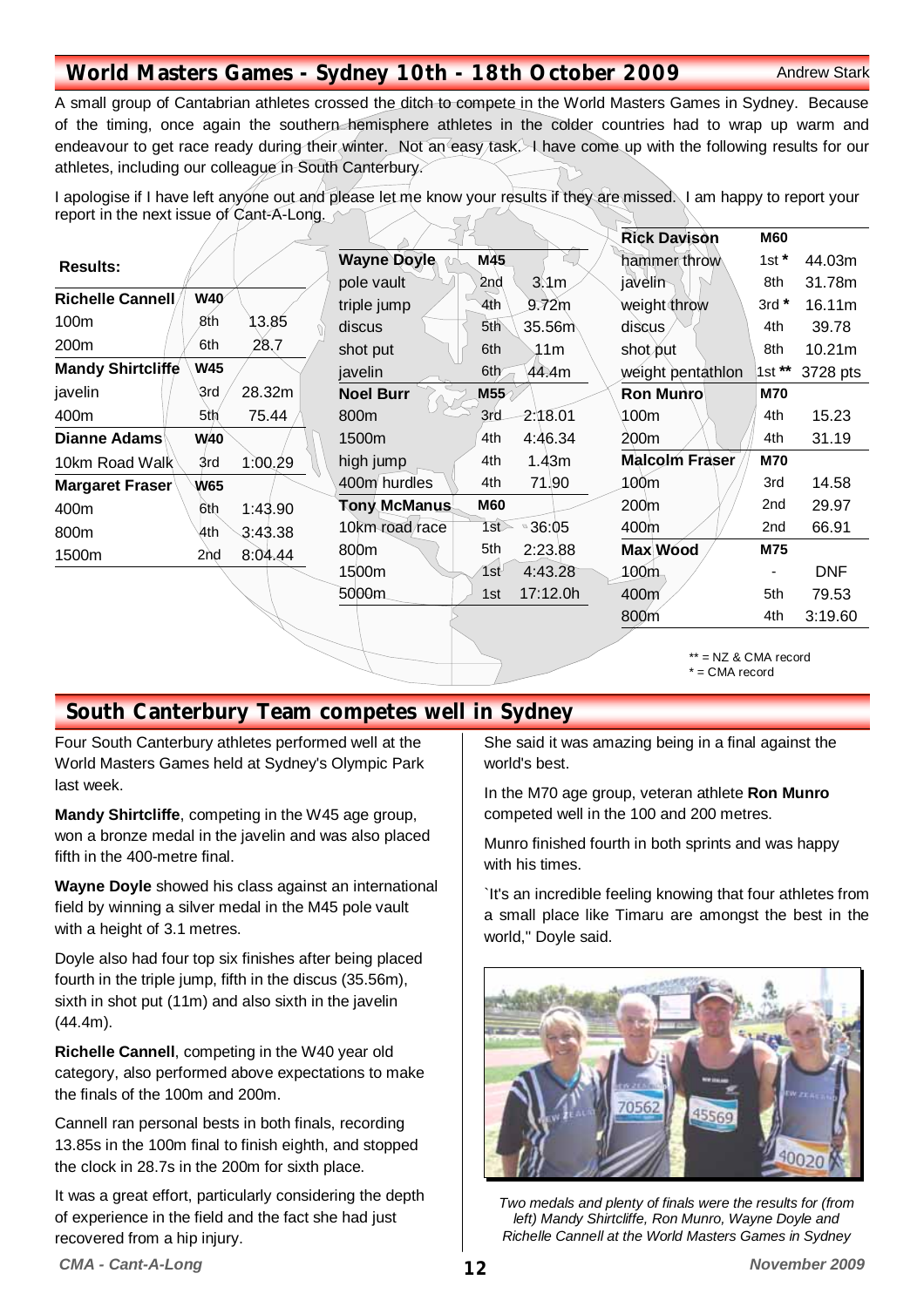## World Masters Games - Sydney 10th - 18th October 2009

Andrew Stark

A small group of Cantabrian athletes crossed the ditch to compete in the World Masters Games in Sydney. Because of the timing, once again the southern hemisphere athletes in the colder countries had to wrap up warm and endeavour to get race ready during their winter. Not an easy task. I have come up with the following results for our athletes, including our colleague in South Canterbury.

I apologise if I have left anyone out and please let me know your results if they are missed. I am happy to report your report in the next issue of Cant-A-Long.

**Results:**

| Athlete / Event | Grade / Place | Result |
|---|---|---|
| **Richelle Cannell** | **W40** | |
| 100m | 8th | 13.85 |
| 200m | 6th | 28.7 |
| **Mandy Shirtcliffe** | **W45** | |
| javelin | 3rd | 28.32m |
| 400m | 5th | 75.44 |
| **Dianne Adams** | **W40** | |
| 10km Road Walk | 3rd | 1:00.29 |
| **Margaret Fraser** | **W65** | |
| 400m | 6th | 1:43.90 |
| 800m | 4th | 3:43.38 |
| 1500m | 2nd | 8:04.44 |

| Athlete / Event | Grade / Place | Result |
|---|---|---|
| **Wayne Doyle** | **M45** | |
| pole vault | 2nd | 3.1m |
| triple jump | 4th | 9.72m |
| discus | 5th | 35.56m |
| shot put | 6th | 11m |
| javelin | 6th | 44.4m |
| **Noel Burr** | **M55** | |
| 800m | 3rd | 2:18.01 |
| 1500m | 4th | 4:46.34 |
| high jump | 4th | 1.43m |
| 400m hurdles | 4th | 71.90 |
| **Tony McManus** | **M60** | |
| 10km road race | 1st | 36:05 |
| 800m | 5th | 2:23.88 |
| 1500m | 1st | 4:43.28 |
| 5000m | 1st | 17:12.0h |

| Athlete / Event | Grade / Place | Result |
|---|---|---|
| **Rick Davison** | **M60** | |
| hammer throw | 1st * | 44.03m |
| javelin | 8th | 31.78m |
| weight throw | 3rd * | 16.11m |
| discus | 4th | 39.78 |
| shot put | 8th | 10.21m |
| weight pentathlon | 1st ** | 3728 pts |
| **Ron Munro** | **M70** | |
| 100m | 4th | 15.23 |
| 200m | 4th | 31.19 |
| **Malcolm Fraser** | **M70** | |
| 100m | 3rd | 14.58 |
| 200m | 2nd | 29.97 |
| 400m | 2nd | 66.91 |
| **Max Wood** | **M75** | |
| 100m | - | DNF |
| 400m | 5th | 79.53 |
| 800m | 4th | 3:19.60 |

** = NZ & CMA record
* = CMA record

## South Canterbury Team competes well in Sydney

Four South Canterbury athletes performed well at the World Masters Games held at Sydney's Olympic Park last week.

**Mandy Shirtcliffe**, competing in the W45 age group, won a bronze medal in the javelin and was also placed fifth in the 400-metre final.

**Wayne Doyle** showed his class against an international field by winning a silver medal in the M45 pole vault with a height of 3.1 metres.

Doyle also had four top six finishes after being placed fourth in the triple jump, fifth in the discus (35.56m), sixth in shot put (11m) and also sixth in the javelin (44.4m).

**Richelle Cannell**, competing in the W40 year old category, also performed above expectations to make the finals of the 100m and 200m.

Cannell ran personal bests in both finals, recording 13.85s in the 100m final to finish eighth, and stopped the clock in 28.7s in the 200m for sixth place.

It was a great effort, particularly considering the depth of experience in the field and the fact she had just recovered from a hip injury.

She said it was amazing being in a final against the world's best.

In the M70 age group, veteran athlete **Ron Munro** competed well in the 100 and 200 metres.

Munro finished fourth in both sprints and was happy with his times.

`It's an incredible feeling knowing that four athletes from a small place like Timaru are amongst the best in the world," Doyle said.

*Two medals and plenty of finals were the results for (from left) Mandy Shirtcliffe, Ron Munro, Wayne Doyle and Richelle Cannell at the World Masters Games in Sydney*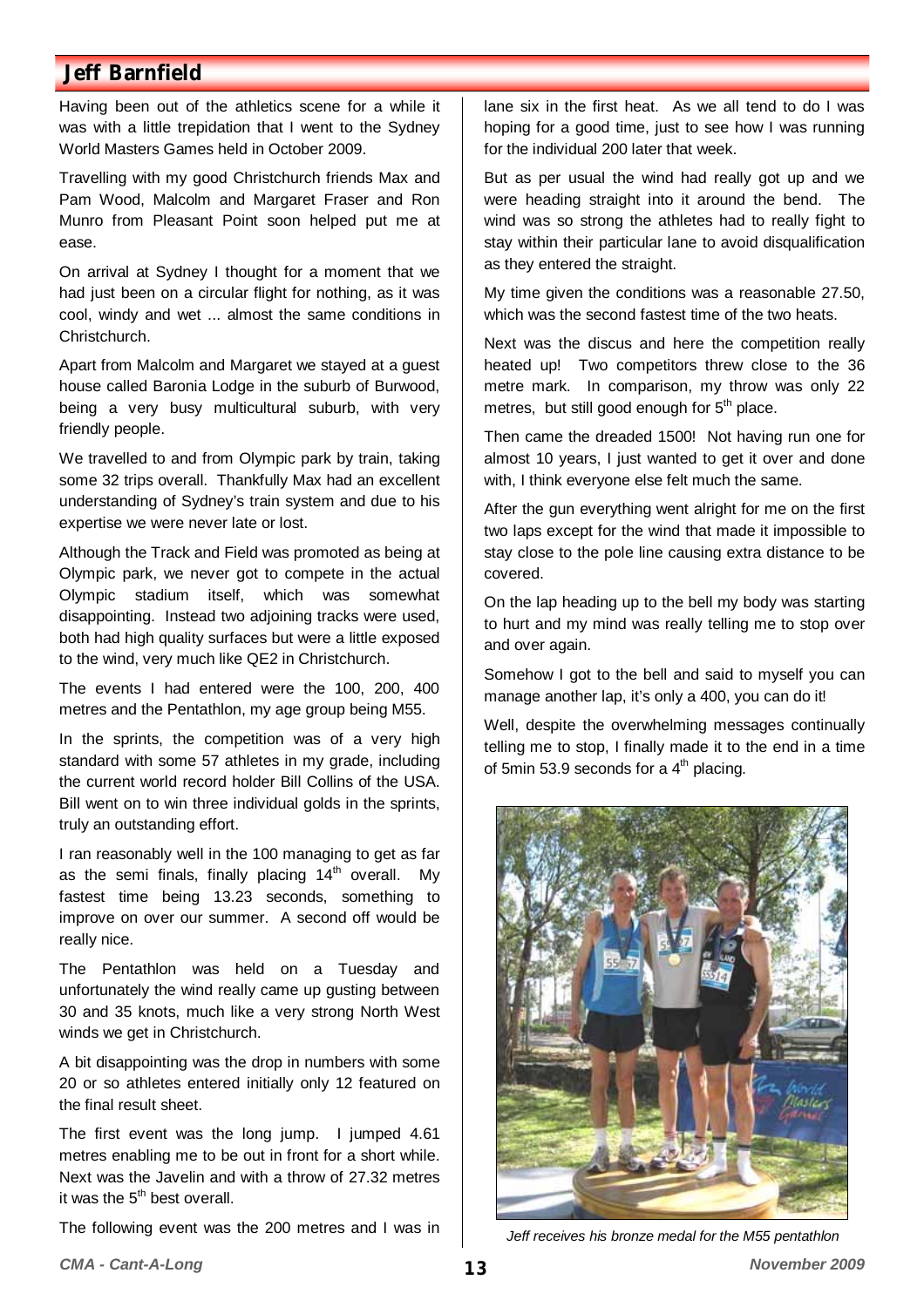## Jeff Barnfield

Having been out of the athletics scene for a while it was with a little trepidation that I went to the Sydney World Masters Games held in October 2009.

Travelling with my good Christchurch friends Max and Pam Wood, Malcolm and Margaret Fraser and Ron Munro from Pleasant Point soon helped put me at ease.

On arrival at Sydney I thought for a moment that we had just been on a circular flight for nothing, as it was cool, windy and wet ... almost the same conditions in Christchurch.

Apart from Malcolm and Margaret we stayed at a guest house called Baronia Lodge in the suburb of Burwood, being a very busy multicultural suburb, with very friendly people.

We travelled to and from Olympic park by train, taking some 32 trips overall. Thankfully Max had an excellent understanding of Sydney's train system and due to his expertise we were never late or lost.

Although the Track and Field was promoted as being at Olympic park, we never got to compete in the actual Olympic stadium itself, which was somewhat disappointing. Instead two adjoining tracks were used, both had high quality surfaces but were a little exposed to the wind, very much like QE2 in Christchurch.

The events I had entered were the 100, 200, 400 metres and the Pentathlon, my age group being M55.

In the sprints, the competition was of a very high standard with some 57 athletes in my grade, including the current world record holder Bill Collins of the USA. Bill went on to win three individual golds in the sprints, truly an outstanding effort.

I ran reasonably well in the 100 managing to get as far as the semi finals, finally placing 14th overall. My fastest time being 13.23 seconds, something to improve on over our summer. A second off would be really nice.

The Pentathlon was held on a Tuesday and unfortunately the wind really came up gusting between 30 and 35 knots, much like a very strong North West winds we get in Christchurch.

A bit disappointing was the drop in numbers with some 20 or so athletes entered initially only 12 featured on the final result sheet.

The first event was the long jump. I jumped 4.61 metres enabling me to be out in front for a short while. Next was the Javelin and with a throw of 27.32 metres it was the 5th best overall.

The following event was the 200 metres and I was in lane six in the first heat. As we all tend to do I was hoping for a good time, just to see how I was running for the individual 200 later that week.

But as per usual the wind had really got up and we were heading straight into it around the bend. The wind was so strong the athletes had to really fight to stay within their particular lane to avoid disqualification as they entered the straight.

My time given the conditions was a reasonable 27.50, which was the second fastest time of the two heats.

Next was the discus and here the competition really heated up! Two competitors threw close to the 36 metre mark. In comparison, my throw was only 22 metres, but still good enough for 5th place.

Then came the dreaded 1500! Not having run one for almost 10 years, I just wanted to get it over and done with, I think everyone else felt much the same.

After the gun everything went alright for me on the first two laps except for the wind that made it impossible to stay close to the pole line causing extra distance to be covered.

On the lap heading up to the bell my body was starting to hurt and my mind was really telling me to stop over and over again.

Somehow I got to the bell and said to myself you can manage another lap, it's only a 400, you can do it!

Well, despite the overwhelming messages continually telling me to stop, I finally made it to the end in a time of 5min 53.9 seconds for a 4th placing.

*Jeff receives his bronze medal for the M55 pentathlon*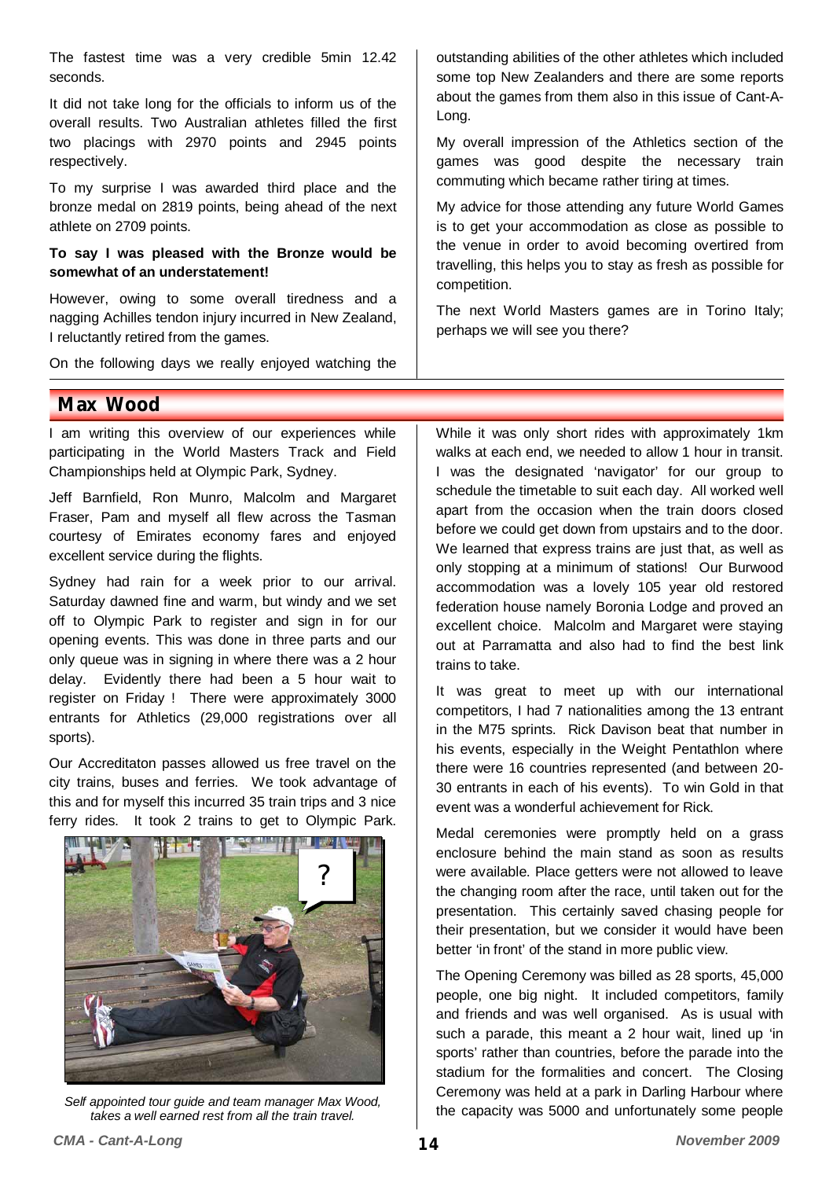The fastest time was a very credible 5min 12.42 seconds.

It did not take long for the officials to inform us of the overall results. Two Australian athletes filled the first two placings with 2970 points and 2945 points respectively.

To my surprise I was awarded third place and the bronze medal on 2819 points, being ahead of the next athlete on 2709 points.

**To say I was pleased with the Bronze would be somewhat of an understatement!**

However, owing to some overall tiredness and a nagging Achilles tendon injury incurred in New Zealand, I reluctantly retired from the games.

On the following days we really enjoyed watching the outstanding abilities of the other athletes which included some top New Zealanders and there are some reports about the games from them also in this issue of Cant-A-Long.

My overall impression of the Athletics section of the games was good despite the necessary train commuting which became rather tiring at times.

My advice for those attending any future World Games is to get your accommodation as close as possible to the venue in order to avoid becoming overtired from travelling, this helps you to stay as fresh as possible for competition.

The next World Masters games are in Torino Italy; perhaps we will see you there?

## Max Wood

I am writing this overview of our experiences while participating in the World Masters Track and Field Championships held at Olympic Park, Sydney.

Jeff Barnfield, Ron Munro, Malcolm and Margaret Fraser, Pam and myself all flew across the Tasman courtesy of Emirates economy fares and enjoyed excellent service during the flights.

Sydney had rain for a week prior to our arrival. Saturday dawned fine and warm, but windy and we set off to Olympic Park to register and sign in for our opening events. This was done in three parts and our only queue was in signing in where there was a 2 hour delay. Evidently there had been a 5 hour wait to register on Friday ! There were approximately 3000 entrants for Athletics (29,000 registrations over all sports).

Our Accreditaton passes allowed us free travel on the city trains, buses and ferries. We took advantage of this and for myself this incurred 35 train trips and 3 nice ferry rides. It took 2 trains to get to Olympic Park.

*Self appointed tour guide and team manager Max Wood, takes a well earned rest from all the train travel.*

While it was only short rides with approximately 1km walks at each end, we needed to allow 1 hour in transit. I was the designated 'navigator' for our group to schedule the timetable to suit each day. All worked well apart from the occasion when the train doors closed before we could get down from upstairs and to the door. We learned that express trains are just that, as well as only stopping at a minimum of stations! Our Burwood accommodation was a lovely 105 year old restored federation house namely Boronia Lodge and proved an excellent choice. Malcolm and Margaret were staying out at Parramatta and also had to find the best link trains to take.

It was great to meet up with our international competitors, I had 7 nationalities among the 13 entrant in the M75 sprints. Rick Davison beat that number in his events, especially in the Weight Pentathlon where there were 16 countries represented (and between 20-30 entrants in each of his events). To win Gold in that event was a wonderful achievement for Rick.

Medal ceremonies were promptly held on a grass enclosure behind the main stand as soon as results were available. Place getters were not allowed to leave the changing room after the race, until taken out for the presentation. This certainly saved chasing people for their presentation, but we consider it would have been better 'in front' of the stand in more public view.

The Opening Ceremony was billed as 28 sports, 45,000 people, one big night. It included competitors, family and friends and was well organised. As is usual with such a parade, this meant a 2 hour wait, lined up 'in sports' rather than countries, before the parade into the stadium for the formalities and concert. The Closing Ceremony was held at a park in Darling Harbour where the capacity was 5000 and unfortunately some people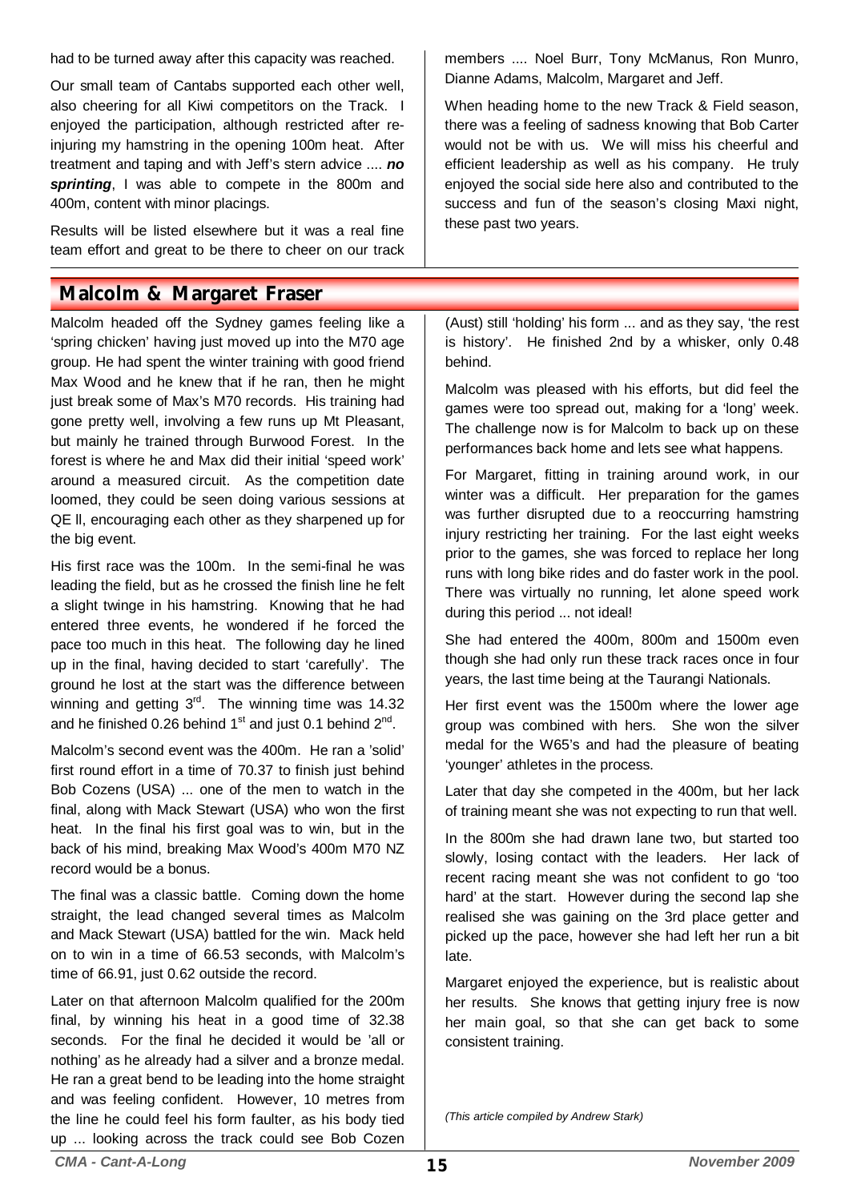had to be turned away after this capacity was reached.

Our small team of Cantabs supported each other well, also cheering for all Kiwi competitors on the Track. I enjoyed the participation, although restricted after re-injuring my hamstring in the opening 100m heat. After treatment and taping and with Jeff's stern advice .... ***no sprinting***, I was able to compete in the 800m and 400m, content with minor placings.

Results will be listed elsewhere but it was a real fine team effort and great to be there to cheer on our track members .... Noel Burr, Tony McManus, Ron Munro, Dianne Adams, Malcolm, Margaret and Jeff.

When heading home to the new Track & Field season, there was a feeling of sadness knowing that Bob Carter would not be with us. We will miss his cheerful and efficient leadership as well as his company. He truly enjoyed the social side here also and contributed to the success and fun of the season's closing Maxi night, these past two years.

## Malcolm & Margaret Fraser

Malcolm headed off the Sydney games feeling like a 'spring chicken' having just moved up into the M70 age group. He had spent the winter training with good friend Max Wood and he knew that if he ran, then he might just break some of Max's M70 records. His training had gone pretty well, involving a few runs up Mt Pleasant, but mainly he trained through Burwood Forest. In the forest is where he and Max did their initial 'speed work' around a measured circuit. As the competition date loomed, they could be seen doing various sessions at QE ll, encouraging each other as they sharpened up for the big event.

His first race was the 100m. In the semi-final he was leading the field, but as he crossed the finish line he felt a slight twinge in his hamstring. Knowing that he had entered three events, he wondered if he forced the pace too much in this heat. The following day he lined up in the final, having decided to start 'carefully'. The ground he lost at the start was the difference between winning and getting 3rd. The winning time was 14.32 and he finished 0.26 behind 1st and just 0.1 behind 2nd.

Malcolm's second event was the 400m. He ran a 'solid' first round effort in a time of 70.37 to finish just behind Bob Cozens (USA) ... one of the men to watch in the final, along with Mack Stewart (USA) who won the first heat. In the final his first goal was to win, but in the back of his mind, breaking Max Wood's 400m M70 NZ record would be a bonus.

The final was a classic battle. Coming down the home straight, the lead changed several times as Malcolm and Mack Stewart (USA) battled for the win. Mack held on to win in a time of 66.53 seconds, with Malcolm's time of 66.91, just 0.62 outside the record.

Later on that afternoon Malcolm qualified for the 200m final, by winning his heat in a good time of 32.38 seconds. For the final he decided it would be 'all or nothing' as he already had a silver and a bronze medal. He ran a great bend to be leading into the home straight and was feeling confident. However, 10 metres from the line he could feel his form faulter, as his body tied up ... looking across the track could see Bob Cozen (Aust) still 'holding' his form ... and as they say, 'the rest is history'. He finished 2nd by a whisker, only 0.48 behind.

Malcolm was pleased with his efforts, but did feel the games were too spread out, making for a 'long' week. The challenge now is for Malcolm to back up on these performances back home and lets see what happens.

For Margaret, fitting in training around work, in our winter was a difficult. Her preparation for the games was further disrupted due to a reoccurring hamstring injury restricting her training. For the last eight weeks prior to the games, she was forced to replace her long runs with long bike rides and do faster work in the pool. There was virtually no running, let alone speed work during this period ... not ideal!

She had entered the 400m, 800m and 1500m even though she had only run these track races once in four years, the last time being at the Taurangi Nationals.

Her first event was the 1500m where the lower age group was combined with hers. She won the silver medal for the W65's and had the pleasure of beating 'younger' athletes in the process.

Later that day she competed in the 400m, but her lack of training meant she was not expecting to run that well.

In the 800m she had drawn lane two, but started too slowly, losing contact with the leaders. Her lack of recent racing meant she was not confident to go 'too hard' at the start. However during the second lap she realised she was gaining on the 3rd place getter and picked up the pace, however she had left her run a bit late.

Margaret enjoyed the experience, but is realistic about her results. She knows that getting injury free is now her main goal, so that she can get back to some consistent training.

*(This article compiled by Andrew Stark)*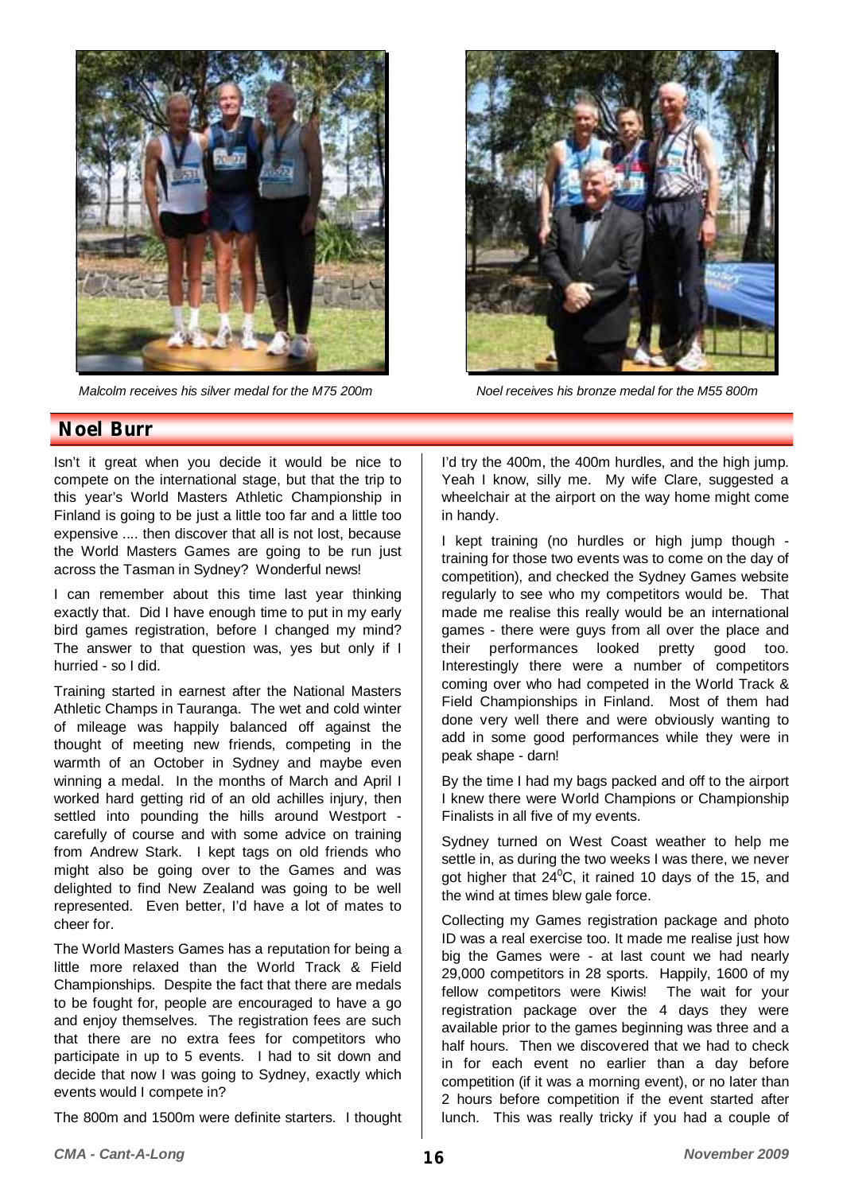*Malcolm receives his silver medal for the M75 200m*

*Noel receives his bronze medal for the M55 800m*

## Noel Burr

Isn't it great when you decide it would be nice to compete on the international stage, but that the trip to this year's World Masters Athletic Championship in Finland is going to be just a little too far and a little too expensive .... then discover that all is not lost, because the World Masters Games are going to be run just across the Tasman in Sydney? Wonderful news!

I can remember about this time last year thinking exactly that. Did I have enough time to put in my early bird games registration, before I changed my mind? The answer to that question was, yes but only if I hurried - so I did.

Training started in earnest after the National Masters Athletic Champs in Tauranga. The wet and cold winter of mileage was happily balanced off against the thought of meeting new friends, competing in the warmth of an October in Sydney and maybe even winning a medal. In the months of March and April I worked hard getting rid of an old achilles injury, then settled into pounding the hills around Westport - carefully of course and with some advice on training from Andrew Stark. I kept tags on old friends who might also be going over to the Games and was delighted to find New Zealand was going to be well represented. Even better, I'd have a lot of mates to cheer for.

The World Masters Games has a reputation for being a little more relaxed than the World Track & Field Championships. Despite the fact that there are medals to be fought for, people are encouraged to have a go and enjoy themselves. The registration fees are such that there are no extra fees for competitors who participate in up to 5 events. I had to sit down and decide that now I was going to Sydney, exactly which events would I compete in?

The 800m and 1500m were definite starters. I thought I'd try the 400m, the 400m hurdles, and the high jump. Yeah I know, silly me. My wife Clare, suggested a wheelchair at the airport on the way home might come in handy.

I kept training (no hurdles or high jump though - training for those two events was to come on the day of competition), and checked the Sydney Games website regularly to see who my competitors would be. That made me realise this really would be an international games - there were guys from all over the place and their performances looked pretty good too. Interestingly there were a number of competitors coming over who had competed in the World Track & Field Championships in Finland. Most of them had done very well there and were obviously wanting to add in some good performances while they were in peak shape - darn!

By the time I had my bags packed and off to the airport I knew there were World Champions or Championship Finalists in all five of my events.

Sydney turned on West Coast weather to help me settle in, as during the two weeks I was there, we never got higher that 24$^{0}$C, it rained 10 days of the 15, and the wind at times blew gale force.

Collecting my Games registration package and photo ID was a real exercise too. It made me realise just how big the Games were - at last count we had nearly 29,000 competitors in 28 sports. Happily, 1600 of my fellow competitors were Kiwis! The wait for your registration package over the 4 days they were available prior to the games beginning was three and a half hours. Then we discovered that we had to check in for each event no earlier than a day before competition (if it was a morning event), or no later than 2 hours before competition if the event started after lunch. This was really tricky if you had a couple of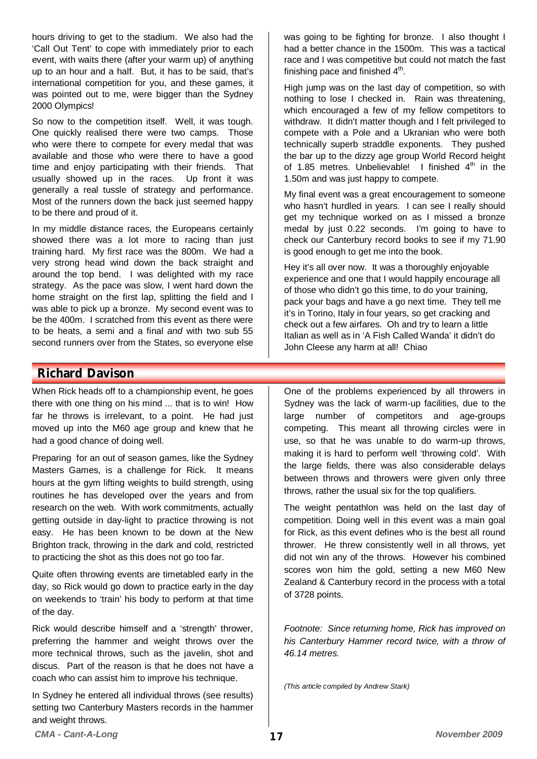hours driving to get to the stadium. We also had the 'Call Out Tent' to cope with immediately prior to each event, with waits there (after your warm up) of anything up to an hour and a half. But, it has to be said, that's international competition for you, and these games, it was pointed out to me, were bigger than the Sydney 2000 Olympics!

So now to the competition itself. Well, it was tough. One quickly realised there were two camps. Those who were there to compete for every medal that was available and those who were there to have a good time and enjoy participating with their friends. That usually showed up in the races. Up front it was generally a real tussle of strategy and performance. Most of the runners down the back just seemed happy to be there and proud of it.

In my middle distance races, the Europeans certainly showed there was a lot more to racing than just training hard. My first race was the 800m. We had a very strong head wind down the back straight and around the top bend. I was delighted with my race strategy. As the pace was slow, I went hard down the home straight on the first lap, splitting the field and I was able to pick up a bronze. My second event was to be the 400m. I scratched from this event as there were to be heats, a semi and a final *and* with two sub 55 second runners over from the States, so everyone else was going to be fighting for bronze. I also thought I had a better chance in the 1500m. This was a tactical race and I was competitive but could not match the fast finishing pace and finished 4th.

High jump was on the last day of competition, so with nothing to lose I checked in. Rain was threatening, which encouraged a few of my fellow competitors to withdraw. It didn't matter though and I felt privileged to compete with a Pole and a Ukranian who were both technically superb straddle exponents. They pushed the bar up to the dizzy age group World Record height of 1.85 metres. Unbelievable! I finished 4th in the 1.50m and was just happy to compete.

My final event was a great encouragement to someone who hasn't hurdled in years. I can see I really should get my technique worked on as I missed a bronze medal by just 0.22 seconds. I'm going to have to check our Canterbury record books to see if my 71.90 is good enough to get me into the book.

Hey it's all over now. It was a thoroughly enjoyable experience and one that I would happily encourage all of those who didn't go this time, to do your training, pack your bags and have a go next time. They tell me it's in Torino, Italy in four years, so get cracking and check out a few airfares. Oh and try to learn a little Italian as well as in 'A Fish Called Wanda' it didn't do John Cleese any harm at all! Chiao

## Richard Davison

When Rick heads off to a championship event, he goes there with one thing on his mind ... that is to win! How far he throws is irrelevant, to a point. He had just moved up into the M60 age group and knew that he had a good chance of doing well.

Preparing for an out of season games, like the Sydney Masters Games, is a challenge for Rick. It means hours at the gym lifting weights to build strength, using routines he has developed over the years and from research on the web. With work commitments, actually getting outside in day-light to practice throwing is not easy. He has been known to be down at the New Brighton track, throwing in the dark and cold, restricted to practicing the shot as this does not go too far.

Quite often throwing events are timetabled early in the day, so Rick would go down to practice early in the day on weekends to 'train' his body to perform at that time of the day.

Rick would describe himself and a 'strength' thrower, preferring the hammer and weight throws over the more technical throws, such as the javelin, shot and discus. Part of the reason is that he does not have a coach who can assist him to improve his technique.

In Sydney he entered all individual throws (see results) setting two Canterbury Masters records in the hammer and weight throws.

One of the problems experienced by all throwers in Sydney was the lack of warm-up facilities, due to the large number of competitors and age-groups competing. This meant all throwing circles were in use, so that he was unable to do warm-up throws, making it is hard to perform well 'throwing cold'. With the large fields, there was also considerable delays between throws and throwers were given only three throws, rather the usual six for the top qualifiers.

The weight pentathlon was held on the last day of competition. Doing well in this event was a main goal for Rick, as this event defines who is the best all round thrower. He threw consistently well in all throws, yet did not win any of the throws. However his combined scores won him the gold, setting a new M60 New Zealand & Canterbury record in the process with a total of 3728 points.

*Footnote: Since returning home, Rick has improved on his Canterbury Hammer record twice, with a throw of 46.14 metres.*

*(This article compiled by Andrew Stark)*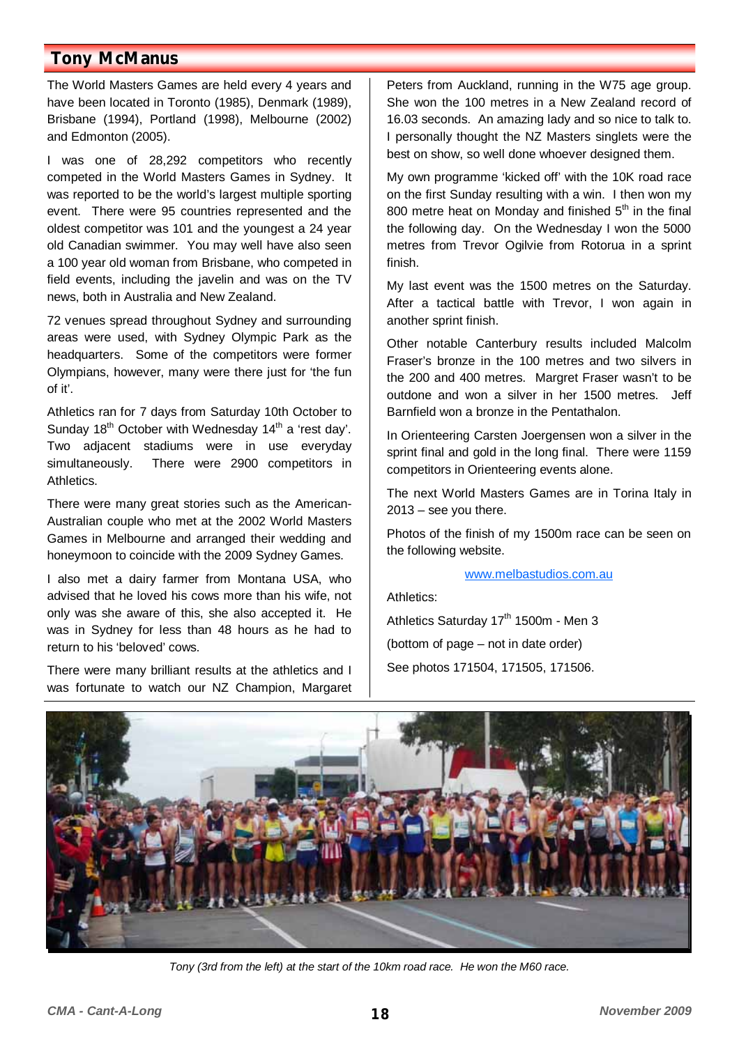## Tony McManus

The World Masters Games are held every 4 years and have been located in Toronto (1985), Denmark (1989), Brisbane (1994), Portland (1998), Melbourne (2002) and Edmonton (2005).

I was one of 28,292 competitors who recently competed in the World Masters Games in Sydney. It was reported to be the world's largest multiple sporting event. There were 95 countries represented and the oldest competitor was 101 and the youngest a 24 year old Canadian swimmer. You may well have also seen a 100 year old woman from Brisbane, who competed in field events, including the javelin and was on the TV news, both in Australia and New Zealand.

72 venues spread throughout Sydney and surrounding areas were used, with Sydney Olympic Park as the headquarters. Some of the competitors were former Olympians, however, many were there just for 'the fun of it'.

Athletics ran for 7 days from Saturday 10th October to Sunday 18th October with Wednesday 14th a 'rest day'. Two adjacent stadiums were in use everyday simultaneously. There were 2900 competitors in Athletics.

There were many great stories such as the American-Australian couple who met at the 2002 World Masters Games in Melbourne and arranged their wedding and honeymoon to coincide with the 2009 Sydney Games.

I also met a dairy farmer from Montana USA, who advised that he loved his cows more than his wife, not only was she aware of this, she also accepted it. He was in Sydney for less than 48 hours as he had to return to his 'beloved' cows.

There were many brilliant results at the athletics and I was fortunate to watch our NZ Champion, Margaret Peters from Auckland, running in the W75 age group. She won the 100 metres in a New Zealand record of 16.03 seconds. An amazing lady and so nice to talk to. I personally thought the NZ Masters singlets were the best on show, so well done whoever designed them.

My own programme 'kicked off' with the 10K road race on the first Sunday resulting with a win. I then won my 800 metre heat on Monday and finished 5th in the final the following day. On the Wednesday I won the 5000 metres from Trevor Ogilvie from Rotorua in a sprint finish.

My last event was the 1500 metres on the Saturday. After a tactical battle with Trevor, I won again in another sprint finish.

Other notable Canterbury results included Malcolm Fraser's bronze in the 100 metres and two silvers in the 200 and 400 metres. Margret Fraser wasn't to be outdone and won a silver in her 1500 metres. Jeff Barnfield won a bronze in the Pentathalon.

In Orienteering Carsten Joergensen won a silver in the sprint final and gold in the long final. There were 1159 competitors in Orienteering events alone.

The next World Masters Games are in Torina Italy in 2013 – see you there.

Photos of the finish of my 1500m race can be seen on the following website.

www.melbastudios.com.au

Athletics:

Athletics Saturday 17th 1500m - Men 3

(bottom of page – not in date order)

See photos 171504, 171505, 171506.

*Tony (3rd from the left) at the start of the 10km road race. He won the M60 race.*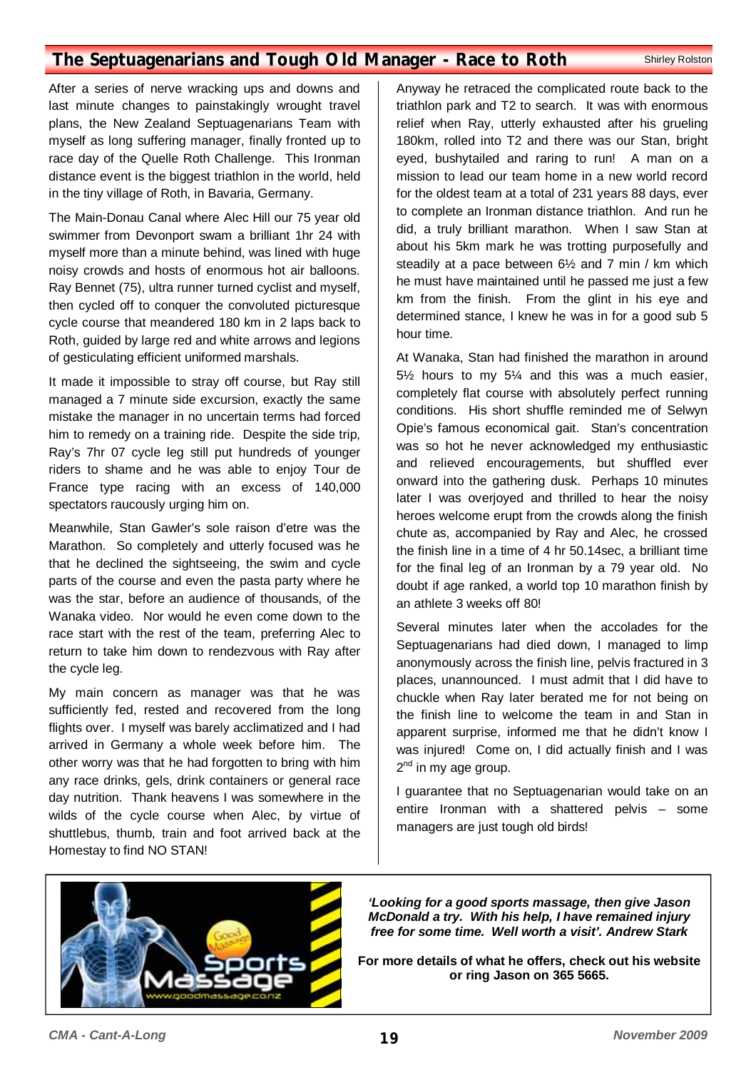## The Septuagenarians and Tough Old Manager - Race to Roth

Shirley Rolston

After a series of nerve wracking ups and downs and last minute changes to painstakingly wrought travel plans, the New Zealand Septuagenarians Team with myself as long suffering manager, finally fronted up to race day of the Quelle Roth Challenge. This Ironman distance event is the biggest triathlon in the world, held in the tiny village of Roth, in Bavaria, Germany.

The Main-Donau Canal where Alec Hill our 75 year old swimmer from Devonport swam a brilliant 1hr 24 with myself more than a minute behind, was lined with huge noisy crowds and hosts of enormous hot air balloons. Ray Bennet (75), ultra runner turned cyclist and myself, then cycled off to conquer the convoluted picturesque cycle course that meandered 180 km in 2 laps back to Roth, guided by large red and white arrows and legions of gesticulating efficient uniformed marshals.

It made it impossible to stray off course, but Ray still managed a 7 minute side excursion, exactly the same mistake the manager in no uncertain terms had forced him to remedy on a training ride. Despite the side trip, Ray's 7hr 07 cycle leg still put hundreds of younger riders to shame and he was able to enjoy Tour de France type racing with an excess of 140,000 spectators raucously urging him on.

Meanwhile, Stan Gawler's sole raison d'etre was the Marathon. So completely and utterly focused was he that he declined the sightseeing, the swim and cycle parts of the course and even the pasta party where he was the star, before an audience of thousands, of the Wanaka video. Nor would he even come down to the race start with the rest of the team, preferring Alec to return to take him down to rendezvous with Ray after the cycle leg.

My main concern as manager was that he was sufficiently fed, rested and recovered from the long flights over. I myself was barely acclimatized and I had arrived in Germany a whole week before him. The other worry was that he had forgotten to bring with him any race drinks, gels, drink containers or general race day nutrition. Thank heavens I was somewhere in the wilds of the cycle course when Alec, by virtue of shuttlebus, thumb, train and foot arrived back at the Homestay to find NO STAN!

Anyway he retraced the complicated route back to the triathlon park and T2 to search. It was with enormous relief when Ray, utterly exhausted after his grueling 180km, rolled into T2 and there was our Stan, bright eyed, bushytailed and raring to run! A man on a mission to lead our team home in a new world record for the oldest team at a total of 231 years 88 days, ever to complete an Ironman distance triathlon. And run he did, a truly brilliant marathon. When I saw Stan at about his 5km mark he was trotting purposefully and steadily at a pace between 6½ and 7 min / km which he must have maintained until he passed me just a few km from the finish. From the glint in his eye and determined stance, I knew he was in for a good sub 5 hour time.

At Wanaka, Stan had finished the marathon in around 5½ hours to my 5¼ and this was a much easier, completely flat course with absolutely perfect running conditions. His short shuffle reminded me of Selwyn Opie's famous economical gait. Stan's concentration was so hot he never acknowledged my enthusiastic and relieved encouragements, but shuffled ever onward into the gathering dusk. Perhaps 10 minutes later I was overjoyed and thrilled to hear the noisy heroes welcome erupt from the crowds along the finish chute as, accompanied by Ray and Alec, he crossed the finish line in a time of 4 hr 50.14sec, a brilliant time for the final leg of an Ironman by a 79 year old. No doubt if age ranked, a world top 10 marathon finish by an athlete 3 weeks off 80!

Several minutes later when the accolades for the Septuagenarians had died down, I managed to limp anonymously across the finish line, pelvis fractured in 3 places, unannounced. I must admit that I did have to chuckle when Ray later berated me for not being on the finish line to welcome the team in and Stan in apparent surprise, informed me that he didn't know I was injured! Come on, I did actually finish and I was 2nd in my age group.

I guarantee that no Septuagenarian would take on an entire Ironman with a shattered pelvis – some managers are just tough old birds!

---

***'Looking for a good sports massage, then give Jason McDonald a try. With his help, I have remained injury free for some time. Well worth a visit'. Andrew Stark***

**For more details of what he offers, check out his website or ring Jason on 365 5665.**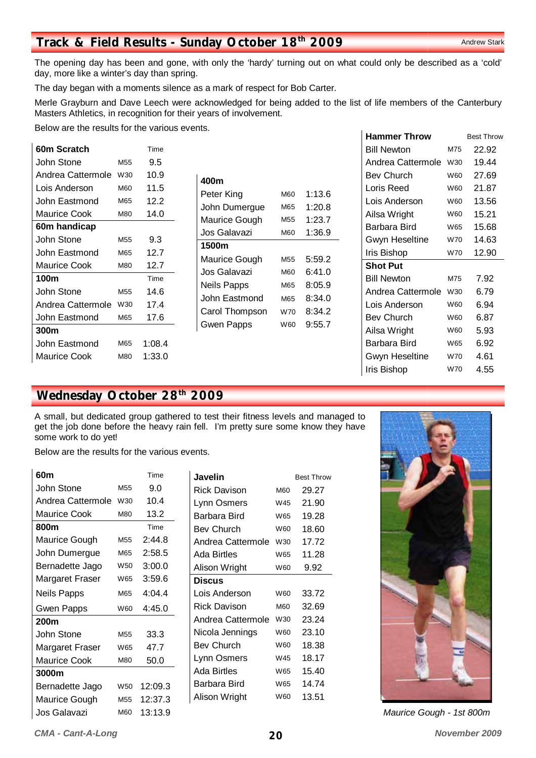## Track & Field Results - Sunday October 18th 2009

Andrew Stark

The opening day has been and gone, with only the 'hardy' turning out on what could only be described as a 'cold' day, more like a winter's day than spring.

The day began with a moments silence as a mark of respect for Bob Carter.

Merle Grayburn and Dave Leech were acknowledged for being added to the list of life members of the Canterbury Masters Athletics, in recognition for their years of involvement.

Below are the results for the various events.

| 60m Scratch | | Time |
|---|---|---|
| John Stone | M55 | 9.5 |
| Andrea Cattermole | W30 | 10.9 |
| Lois Anderson | M60 | 11.5 |
| John Eastmond | M65 | 12.2 |
| Maurice Cook | M80 | 14.0 |
| **60m handicap** | | |
| John Stone | M55 | 9.3 |
| John Eastmond | M65 | 12.7 |
| Maurice Cook | M80 | 12.7 |
| **100m** | | Time |
| John Stone | M55 | 14.6 |
| Andrea Cattermole | W30 | 17.4 |
| John Eastmond | M65 | 17.6 |
| **300m** | | |
| John Eastmond | M65 | 1:08.4 |
| Maurice Cook | M80 | 1:33.0 |

| 400m | | |
|---|---|---|
| Peter King | M60 | 1:13.6 |
| John Dumergue | M65 | 1:20.8 |
| Maurice Gough | M55 | 1:23.7 |
| Jos Galavazi | M60 | 1:36.9 |
| **1500m** | | |
| Maurice Gough | M55 | 5:59.2 |
| Jos Galavazi | M60 | 6:41.0 |
| Neils Papps | M65 | 8:05.9 |
| John Eastmond | M65 | 8:34.0 |
| Carol Thompson | W70 | 8:34.2 |
| Gwen Papps | W60 | 9:55.7 |

| Hammer Throw | | Best Throw |
|---|---|---|
| Bill Newton | M75 | 22.92 |
| Andrea Cattermole | W30 | 19.44 |
| Bev Church | W60 | 27.69 |
| Loris Reed | W60 | 21.87 |
| Lois Anderson | W60 | 13.56 |
| Ailsa Wright | W60 | 15.21 |
| Barbara Bird | W65 | 15.68 |
| Gwyn Heseltine | W70 | 14.63 |
| Iris Bishop | W70 | 12.90 |
| **Shot Put** | | |
| Bill Newton | M75 | 7.92 |
| Andrea Cattermole | W30 | 6.79 |
| Lois Anderson | W60 | 6.94 |
| Bev Church | W60 | 6.87 |
| Ailsa Wright | W60 | 5.93 |
| Barbara Bird | W65 | 6.92 |
| Gwyn Heseltine | W70 | 4.61 |
| Iris Bishop | W70 | 4.55 |

## Wednesday October 28th 2009

A small, but dedicated group gathered to test their fitness levels and managed to get the job done before the heavy rain fell. I'm pretty sure some know they have some work to do yet!

Below are the results for the various events.

| 60m | | Time |
|---|---|---|
| John Stone | M55 | 9.0 |
| Andrea Cattermole | W30 | 10.4 |
| Maurice Cook | M80 | 13.2 |
| **800m** | | Time |
| Maurice Gough | M55 | 2:44.8 |
| John Dumergue | M65 | 2:58.5 |
| Bernadette Jago | W50 | 3:00.0 |
| Margaret Fraser | W65 | 3:59.6 |
| Neils Papps | M65 | 4:04.4 |
| Gwen Papps | W60 | 4:45.0 |
| **200m** | | |
| John Stone | M55 | 33.3 |
| Margaret Fraser | W65 | 47.7 |
| Maurice Cook | M80 | 50.0 |
| **3000m** | | |
| Bernadette Jago | W50 | 12:09.3 |
| Maurice Gough | M55 | 12:37.3 |
| Jos Galavazi | M60 | 13:13.9 |

| Javelin | | Best Throw |
|---|---|---|
| Rick Davison | M60 | 29.27 |
| Lynn Osmers | W45 | 21.90 |
| Barbara Bird | W65 | 19.28 |
| Bev Church | W60 | 18.60 |
| Andrea Cattermole | W30 | 17.72 |
| Ada Birtles | W65 | 11.28 |
| Alison Wright | W60 | 9.92 |
| **Discus** | | |
| Lois Anderson | W60 | 33.72 |
| Rick Davison | M60 | 32.69 |
| Andrea Cattermole | W30 | 23.24 |
| Nicola Jennings | W60 | 23.10 |
| Bev Church | W60 | 18.38 |
| Lynn Osmers | W45 | 18.17 |
| Ada Birtles | W65 | 15.40 |
| Barbara Bird | W65 | 14.74 |
| Alison Wright | W60 | 13.51 |

*Maurice Gough - 1st 800m*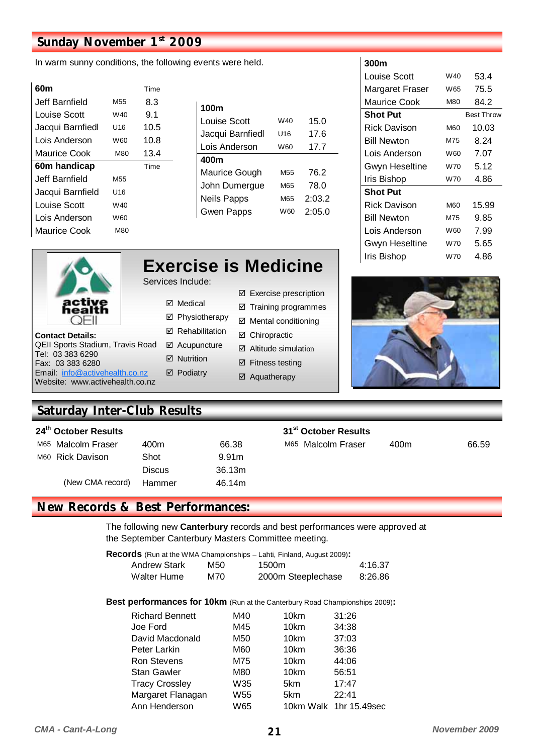## Sunday November 1st 2009

In warm sunny conditions, the following events were held.

| 60m | | Time |
|---|---|---|
| Jeff Barnfield | M55 | 8.3 |
| Louise Scott | W40 | 9.1 |
| Jacqui Barnfiedl | U16 | 10.5 |
| Lois Anderson | W60 | 10.8 |
| Maurice Cook | M80 | 13.4 |

| 60m handicap | | Time |
|---|---|---|
| Jeff Barnfield | M55 | |
| Jacqui Barnfield | U16 | |
| Louise Scott | W40 | |
| Lois Anderson | W60 | |
| Maurice Cook | M80 | |

| 100m | | |
|---|---|---|
| Louise Scott | W40 | 15.0 |
| Jacqui Barnfiedl | U16 | 17.6 |
| Lois Anderson | W60 | 17.7 |

| 400m | | |
|---|---|---|
| Maurice Gough | M55 | 76.2 |
| John Dumergue | M65 | 78.0 |
| Neils Papps | M65 | 2:03.2 |
| Gwen Papps | W60 | 2:05.0 |

| 300m | | |
|---|---|---|
| Louise Scott | W40 | 53.4 |
| Margaret Fraser | W65 | 75.5 |
| Maurice Cook | M80 | 84.2 |

| Shot Put | | Best Throw |
|---|---|---|
| Rick Davison | M60 | 10.03 |
| Bill Newton | M75 | 8.24 |
| Lois Anderson | W60 | 7.07 |
| Gwyn Heseltine | W70 | 5.12 |
| Iris Bishop | W70 | 4.86 |

| Shot Put | | |
|---|---|---|
| Rick Davison | M60 | 15.99 |
| Bill Newton | M75 | 9.85 |
| Lois Anderson | W60 | 7.99 |
| Gwyn Heseltine | W70 | 5.65 |
| Iris Bishop | W70 | 4.86 |

### Exercise is Medicine

active health QEII

Services Include:

- ☑ Medical
- ☑ Physiotherapy
- ☑ Rehabilitation
- ☑ Acupuncture
- ☑ Nutrition
- ☑ Podiatry
- ☑ Exercise prescription
- ☑ Training programmes
- ☑ Mental conditioning
- ☑ Chiropractic
- ☑ Altitude simulation
- ☑ Fitness testing
- ☑ Aquatherapy

**Contact Details:**
QEII Sports Stadium, Travis Road
Tel: 03 383 6290
Fax: 03 383 6280
Email: info@activehealth.co.nz
Website: www.activehealth.co.nz

## Saturday Inter-Club Results

**24th October Results**

| | | | |
|---|---|---|---|
| M65 | Malcolm Fraser | 400m | 66.38 |
| M60 | Rick Davison | Shot | 9.91m |
| | | Discus | 36.13m |
| | (New CMA record) | Hammer | 46.14m |

**31st October Results**

| | | | |
|---|---|---|---|
| M65 | Malcolm Fraser | 400m | 66.59 |

## New Records & Best Performances:

The following new **Canterbury** records and best performances were approved at the September Canterbury Masters Committee meeting.

**Records** (Run at the WMA Championships – Lahti, Finland, August 2009)**:**

| | | | |
|---|---|---|---|
| Andrew Stark | M50 | 1500m | 4:16.37 |
| Walter Hume | M70 | 2000m Steeplechase | 8:26.86 |

**Best performances for 10km** (Run at the Canterbury Road Championships 2009)**:**

| | | | |
|---|---|---|---|
| Richard Bennett | M40 | 10km | 31:26 |
| Joe Ford | M45 | 10km | 34:38 |
| David Macdonald | M50 | 10km | 37:03 |
| Peter Larkin | M60 | 10km | 36:36 |
| Ron Stevens | M75 | 10km | 44:06 |
| Stan Gawler | M80 | 10km | 56:51 |
| Tracy Crossley | W35 | 5km | 17:47 |
| Margaret Flanagan | W55 | 5km | 22:41 |
| Ann Henderson | W65 | 10km Walk | 1hr 15.49sec |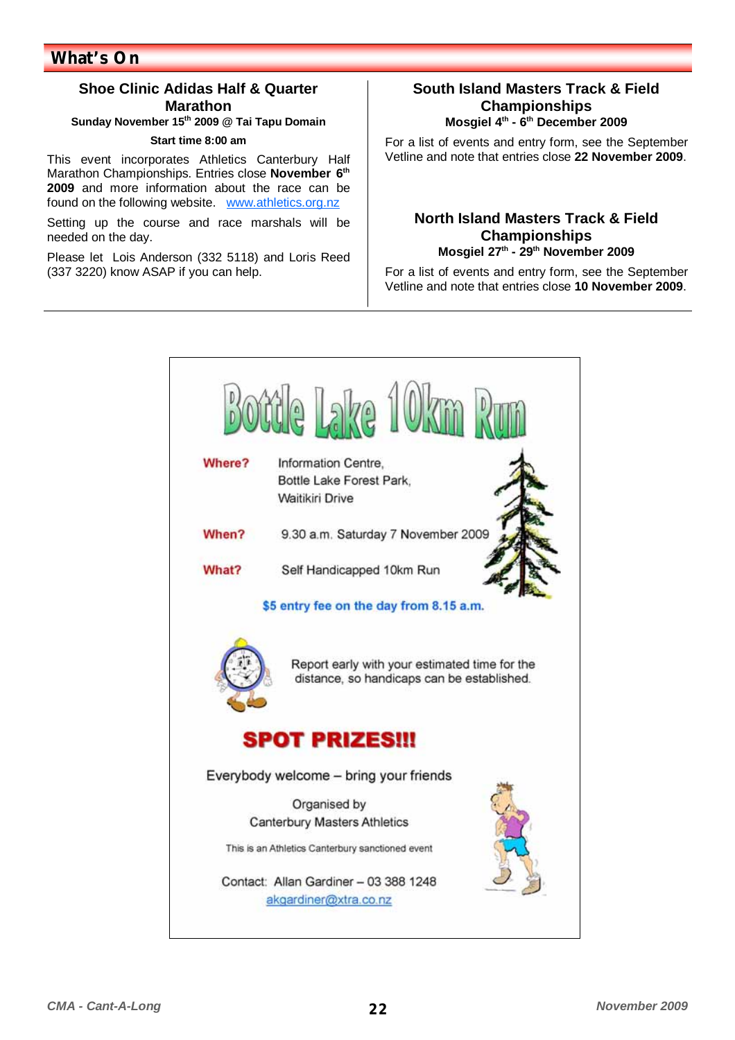## What's On

### Shoe Clinic Adidas Half & Quarter Marathon

**Sunday November 15th 2009 @ Tai Tapu Domain**

**Start time 8:00 am**

This event incorporates Athletics Canterbury Half Marathon Championships. Entries close **November 6th 2009** and more information about the race can be found on the following website. www.athletics.org.nz

Setting up the course and race marshals will be needed on the day.

Please let Lois Anderson (332 5118) and Loris Reed (337 3220) know ASAP if you can help.

### South Island Masters Track & Field Championships

**Mosgiel 4th - 6th December 2009**

For a list of events and entry form, see the September Vetline and note that entries close **22 November 2009**.

### North Island Masters Track & Field Championships

**Mosgiel 27th - 29th November 2009**

For a list of events and entry form, see the September Vetline and note that entries close **10 November 2009**.

## Bottle Lake 10km Run

**Where?** Information Centre, Bottle Lake Forest Park, Waitikiri Drive

**When?** 9.30 a.m. Saturday 7 November 2009

**What?** Self Handicapped 10km Run

**$5 entry fee on the day from 8.15 a.m.**

Report early with your estimated time for the distance, so handicaps can be established.

**SPOT PRIZES!!!**

Everybody welcome – bring your friends

Organised by
Canterbury Masters Athletics

This is an Athletics Canterbury sanctioned event

Contact: Allan Gardiner – 03 388 1248
akgardiner@xtra.co.nz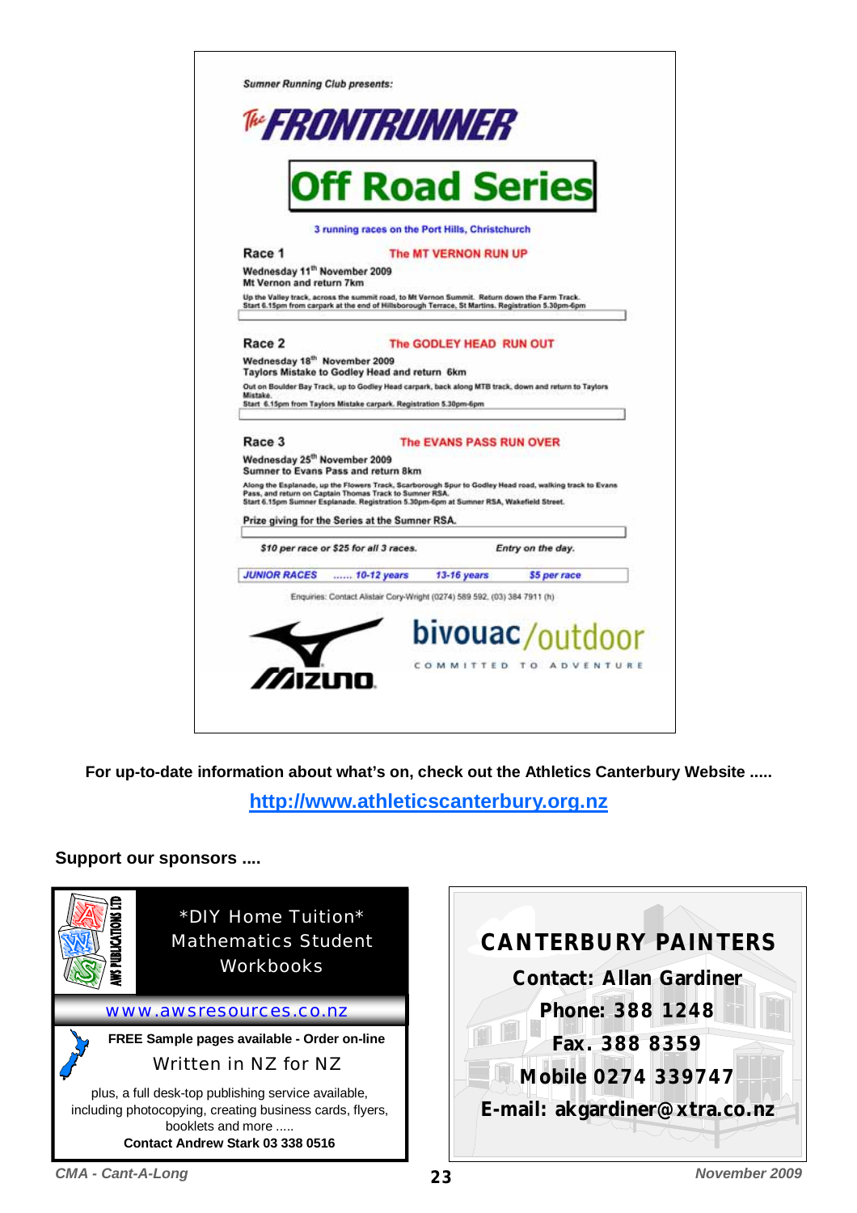*Sumner Running Club presents:*

# The FRONTRUNNER

## Off Road Series

3 running races on the Port Hills, Christchurch

**Race 1** — The MT VERNON RUN UP

Wednesday 11th November 2009
Mt Vernon and return 7km

Up the Valley track, across the summit road, to Mt Vernon Summit. Return down the Farm Track.
Start 6.15pm from carpark at the end of Hillsborough Terrace, St Martins. Registration 5.30pm-6pm

**Race 2** — The GODLEY HEAD RUN OUT

Wednesday 18th November 2009
Taylors Mistake to Godley Head and return 6km

Out on Boulder Bay Track, up to Godley Head carpark, back along MTB track, down and return to Taylors Mistake.
Start 6.15pm from Taylors Mistake carpark. Registration 5.30pm-6pm

**Race 3** — The EVANS PASS RUN OVER

Wednesday 25th November 2009
Sumner to Evans Pass and return 8km

Along the Esplanade, up the Flowers Track, Scarborough Spur to Godley Head road, walking track to Evans Pass, and return on Captain Thomas Track to Sumner RSA.
Start 6.15pm Sumner Esplanade. Registration 5.30pm-6pm at Sumner RSA, Wakefield Street.

Prize giving for the Series at the Sumner RSA.

*$10 per race or $25 for all 3 races.* *Entry on the day.*

*JUNIOR RACES ...... 10-12 years 13-16 years $5 per race*

Enquiries: Contact Alistair Cory-Wright (0274) 589 592, (03) 384 7911 (h)

Mizuno

bivouac/outdoor — COMMITTED TO ADVENTURE

**For up-to-date information about what's on, check out the Athletics Canterbury Website .....**

**http://www.athleticscanterbury.org.nz**

**Support our sponsors ....**

AWS PUBLICATIONS LTD

\*DIY Home Tuition\*
Mathematics Student Workbooks

www.awsresources.co.nz

**FREE Sample pages available - Order on-line**

Written in NZ for NZ

plus, a full desk-top publishing service available, including photocopying, creating business cards, flyers, booklets and more .....

**Contact Andrew Stark 03 338 0516**

**CANTERBURY PAINTERS**

**Contact: Allan Gardiner**
**Phone: 388 1248**
**Fax. 388 8359**
**Mobile 0274 339747**
**E-mail: akgardiner@xtra.co.nz**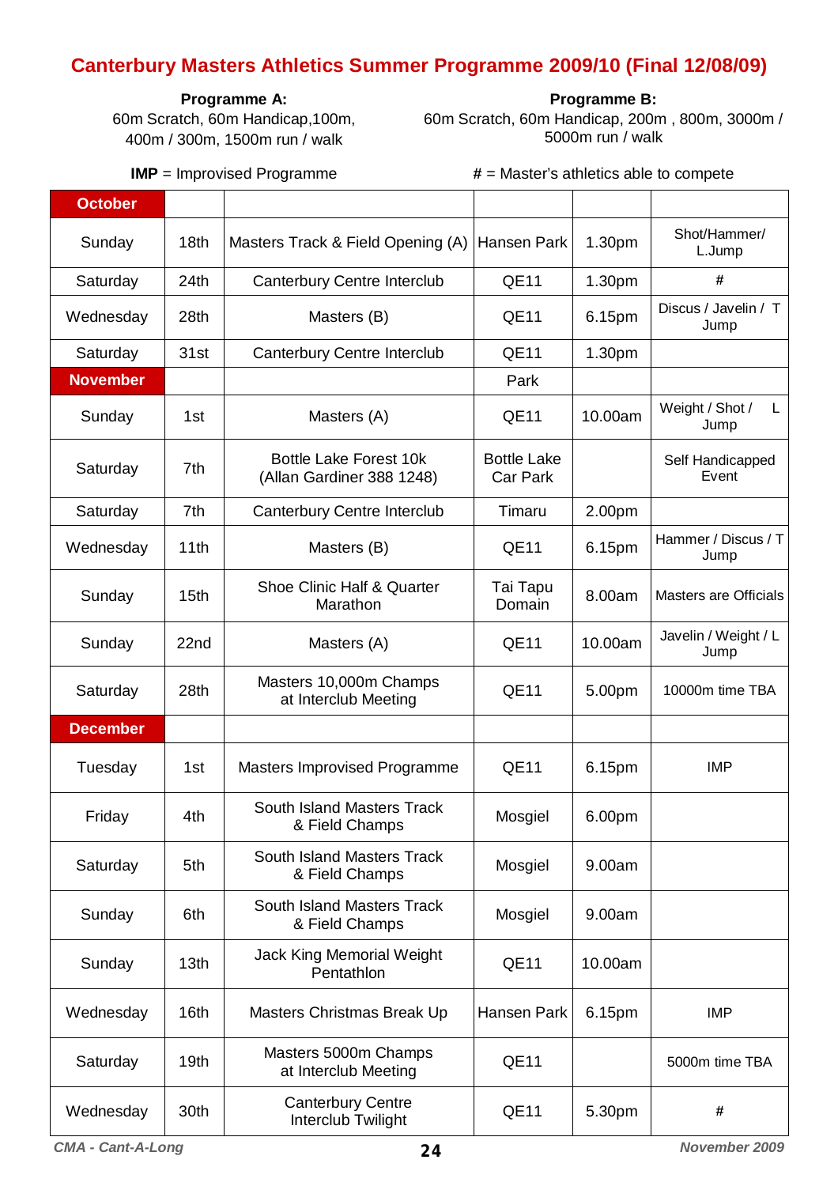# Canterbury Masters Athletics Summer Programme 2009/10 (Final 12/08/09)

**Programme A:**
60m Scratch, 60m Handicap,100m, 400m / 300m, 1500m run / walk

**Programme B:**
60m Scratch, 60m Handicap, 200m , 800m, 3000m / 5000m run / walk

**IMP** = Improvised Programme

# = Master's athletics able to compete

| October | | | | | |
|---|---|---|---|---|---|
| Sunday | 18th | Masters Track & Field Opening (A) | Hansen Park | 1.30pm | Shot/Hammer/ L.Jump |
| Saturday | 24th | Canterbury Centre Interclub | QE11 | 1.30pm | # |
| Wednesday | 28th | Masters (B) | QE11 | 6.15pm | Discus / Javelin / T Jump |
| Saturday | 31st | Canterbury Centre Interclub | QE11 | 1.30pm | |
| **November** | | | Park | | |
| Sunday | 1st | Masters (A) | QE11 | 10.00am | Weight / Shot / L Jump |
| Saturday | 7th | Bottle Lake Forest 10k (Allan Gardiner 388 1248) | Bottle Lake Car Park | | Self Handicapped Event |
| Saturday | 7th | Canterbury Centre Interclub | Timaru | 2.00pm | |
| Wednesday | 11th | Masters (B) | QE11 | 6.15pm | Hammer / Discus / T Jump |
| Sunday | 15th | Shoe Clinic Half & Quarter Marathon | Tai Tapu Domain | 8.00am | Masters are Officials |
| Sunday | 22nd | Masters (A) | QE11 | 10.00am | Javelin / Weight / L Jump |
| Saturday | 28th | Masters 10,000m Champs at Interclub Meeting | QE11 | 5.00pm | 10000m time TBA |
| **December** | | | | | |
| Tuesday | 1st | Masters Improvised Programme | QE11 | 6.15pm | IMP |
| Friday | 4th | South Island Masters Track & Field Champs | Mosgiel | 6.00pm | |
| Saturday | 5th | South Island Masters Track & Field Champs | Mosgiel | 9.00am | |
| Sunday | 6th | South Island Masters Track & Field Champs | Mosgiel | 9.00am | |
| Sunday | 13th | Jack King Memorial Weight Pentathlon | QE11 | 10.00am | |
| Wednesday | 16th | Masters Christmas Break Up | Hansen Park | 6.15pm | IMP |
| Saturday | 19th | Masters 5000m Champs at Interclub Meeting | QE11 | | 5000m time TBA |
| Wednesday | 30th | Canterbury Centre Interclub Twilight | QE11 | 5.30pm | # |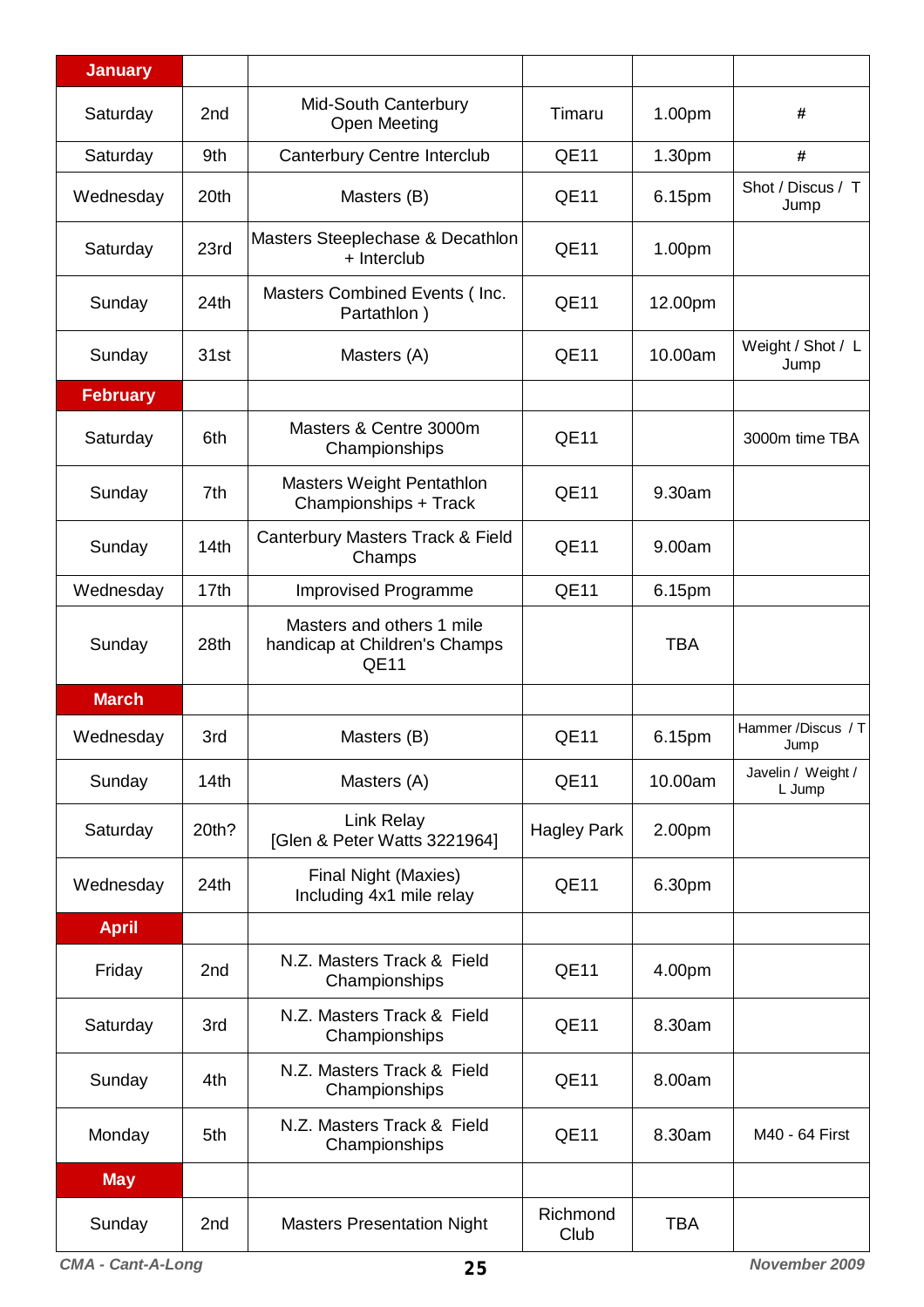| | | | | | |
|---|---|---|---|---|---|
| **January** | | | | | |
| Saturday | 2nd | Mid-South Canterbury Open Meeting | Timaru | 1.00pm | # |
| Saturday | 9th | Canterbury Centre Interclub | QE11 | 1.30pm | # |
| Wednesday | 20th | Masters (B) | QE11 | 6.15pm | Shot / Discus / T Jump |
| Saturday | 23rd | Masters Steeplechase & Decathlon + Interclub | QE11 | 1.00pm | |
| Sunday | 24th | Masters Combined Events ( Inc. Partathlon ) | QE11 | 12.00pm | |
| Sunday | 31st | Masters (A) | QE11 | 10.00am | Weight / Shot / L Jump |
| **February** | | | | | |
| Saturday | 6th | Masters & Centre 3000m Championships | QE11 | | 3000m time TBA |
| Sunday | 7th | Masters Weight Pentathlon Championships + Track | QE11 | 9.30am | |
| Sunday | 14th | Canterbury Masters Track & Field Champs | QE11 | 9.00am | |
| Wednesday | 17th | Improvised Programme | QE11 | 6.15pm | |
| Sunday | 28th | Masters and others 1 mile handicap at Children's Champs QE11 | | TBA | |
| **March** | | | | | |
| Wednesday | 3rd | Masters (B) | QE11 | 6.15pm | Hammer /Discus / T Jump |
| Sunday | 14th | Masters (A) | QE11 | 10.00am | Javelin / Weight / L Jump |
| Saturday | 20th? | Link Relay [Glen & Peter Watts 3221964] | Hagley Park | 2.00pm | |
| Wednesday | 24th | Final Night (Maxies) Including 4x1 mile relay | QE11 | 6.30pm | |
| **April** | | | | | |
| Friday | 2nd | N.Z. Masters Track & Field Championships | QE11 | 4.00pm | |
| Saturday | 3rd | N.Z. Masters Track & Field Championships | QE11 | 8.30am | |
| Sunday | 4th | N.Z. Masters Track & Field Championships | QE11 | 8.00am | |
| Monday | 5th | N.Z. Masters Track & Field Championships | QE11 | 8.30am | M40 - 64 First |
| **May** | | | | | |
| Sunday | 2nd | Masters Presentation Night | Richmond Club | TBA | |